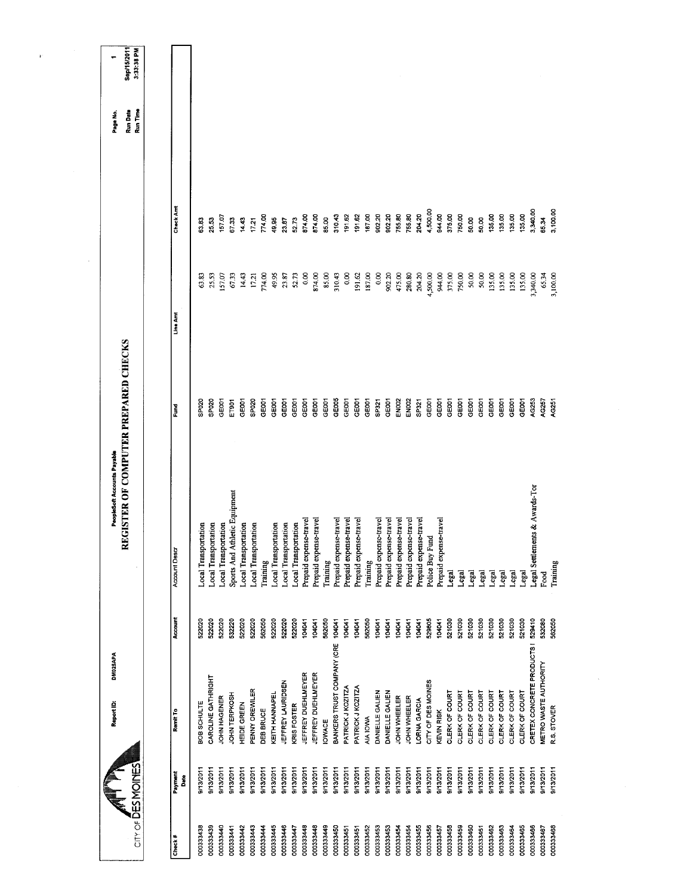CITY OF DES MOINES

Report ID: DM025APA

PeopleSoft Accounts Payable

# REGISTER OF COMPUTER PREPARED CHECKS

Page No. 1
Run Date Sep/15/2011
Run Time 3:33:38 PM

| Check # | Payment Date | Remit To | Account | Account Descr | Fund | Line Amt | Check Amt |
|---|---|---|---|---|---|---|---|
| 000333438 | 9/13/2011 | BOB SCHULTE | 522020 | Local Transportation | SP020 | 63.83 | 63.83 |
| 000333439 | 9/13/2011 | CAROLINE GATHRIGHT | 522020 | Local Transportation | SP020 | 25.53 | 25.53 |
| 000333440 | 9/13/2011 | JOHN HAGENER | 522020 | Local Transportation | GE001 | 157.07 | 157.07 |
| 000333441 | 9/13/2011 | JOHN TERPKOSH | 532220 | Sports And Athletic Equipment | ET901 | 67.33 | 67.33 |
| 000333442 | 9/13/2011 | HEIDE GREEN | 522020 | Local Transportation | GE001 | 14.43 | 14.43 |
| 000333443 | 9/13/2011 | PENNY OREWILER | 522020 | Local Transportation | SP020 | 17.21 | 17.21 |
| 000333444 | 9/13/2011 | DEB BRUCE | 562050 | Training | GE001 | 774.00 | 774.00 |
| 000333445 | 9/13/2011 | KEITH HANNAPEL | 522020 | Local Transportation | GE001 | 49.95 | 49.95 |
| 000333446 | 9/13/2011 | JEFFREY LAURIDSEN | 522020 | Local Transportation | GE001 | 23.87 | 23.87 |
| 000333447 | 9/13/2011 | KRIS FOSTER | 522020 | Local Transportation | GE001 | 52.73 | 52.73 |
| 000333448 | 9/13/2011 | JEFFREY DUEHLMEYER | 104041 | Prepaid expense-travel | GE001 | 0.00 | 874.00 |
| 000333448 | 9/13/2011 | JEFFREY DUEHLMEYER | 104041 | Prepaid expense-travel | GE001 | 874.00 | 874.00 |
| 000333449 | 9/13/2011 | IOWACE | 562050 | Training | GE001 | 85.00 | 85.00 |
| 000333450 | 9/13/2011 | BANKERS TRUST COMPANY (CRE | 104041 | Prepaid expense-travel | GE005 | 310.43 | 310.43 |
| 000333451 | 9/13/2011 | PATRICK J KOZITZA | 104041 | Prepaid expense-travel | GE001 | 0.00 | 191.62 |
| 000333451 | 9/13/2011 | PATRICK J KOZITZA | 104041 | Prepaid expense-travel | GE001 | 191.62 | 191.62 |
| 000333452 | 9/13/2011 | AIA IOWA | 562050 | Training | GE001 | 187.00 | 187.00 |
| 000333453 | 9/13/2011 | DANIELLE GALIEN | 104041 | Prepaid expense-travel | SP321 | 0.00 | 902.20 |
| 000333453 | 9/13/2011 | DANIELLE GALIEN | 104041 | Prepaid expense-travel | SP321 | 902.20 | 902.20 |
| 000333454 | 9/13/2011 | JOHN WHEELER | 104041 | Prepaid expense-travel | EN002 | 475.00 | 755.80 |
| 000333454 | 9/13/2011 | JOHN WHEELER | 104041 | Prepaid expense-travel | EN002 | 280.80 | 755.80 |
| 000333455 | 9/13/2011 | LORNA GARCIA | 104041 | Prepaid expense-travel | SP321 | 204.20 | 204.20 |
| 000333456 | 9/13/2011 | CITY OF DES MOINES | 529805 | Police Buy Fund | GE001 | 4,500.00 | 4,500.00 |
| 000333457 | 9/13/2011 | KEVIN RISK | 104041 | Prepaid expense-travel | GE001 | 944.00 | 944.00 |
| 000333458 | 9/13/2011 | CLERK OF COURT | 521030 | Legal | GE001 | 375.00 | 375.00 |
| 000333459 | 9/13/2011 | CLERK OF COURT | 521030 | Legal | GE001 | 750.00 | 750.00 |
| 000333460 | 9/13/2011 | CLERK OF COURT | 521030 | Legal | GE001 | 50.00 | 50.00 |
| 000333461 | 9/13/2011 | CLERK OF COURT | 521030 | Legal | GE001 | 50.00 | 50.00 |
| 000333462 | 9/13/2011 | CLERK OF COURT | 521030 | Legal | GE001 | 135.00 | 135.00 |
| 000333463 | 9/13/2011 | CLERK OF COURT | 521030 | Legal | GE001 | 135.00 | 135.00 |
| 000333464 | 9/13/2011 | CLERK OF COURT | 521030 | Legal | GE001 | 135.00 | 135.00 |
| 000333465 | 9/13/2011 | CLERK OF COURT | 521030 | Legal | GE001 | 135.00 | 135.00 |
| 000333466 | 9/13/2011 | CRETEX CONCRETE PRODUCTS I | 529410 | Legal Settlements & Awards-Tor | AG253 | 3,340.00 | 3,340.00 |
| 000333467 | 9/13/2011 | METRO WASTE AUTHORITY | 532080 | Food | AG257 | 65.34 | 65.34 |
| 000333468 | 9/13/2011 | R.S. STOVER | 562050 | Training | AG251 | 3,100.00 | 3,100.00 |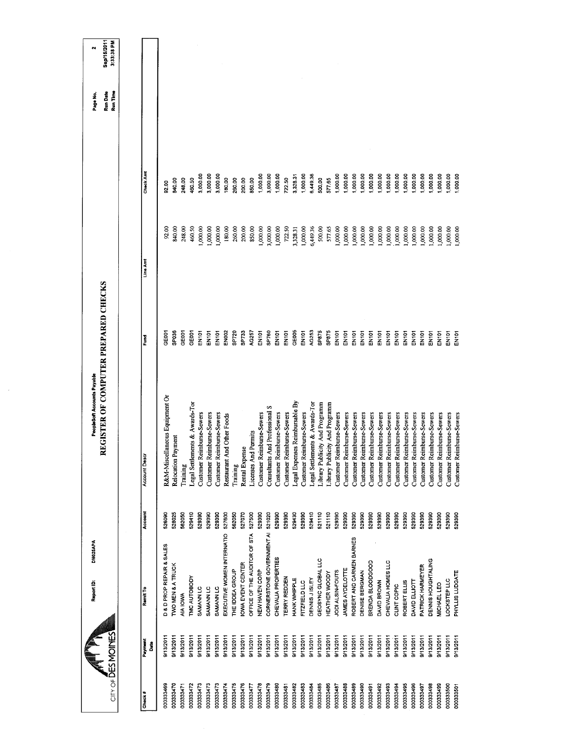CITY OF DES MOINES

Report ID: DM025APA

PeopleSoft Accounts Payable

# REGISTER OF COMPUTER PREPARED CHECKS

Page No. 2
Run Date Sep/15/2011
Run Time 3:33:38 PM

| Check # | Payment Date | Remit To | Account | Account Descr | Fund | Line Amt | Check Amt |
|---|---|---|---|---|---|---|---|
| 000333469 | 9/13/2011 | D & D PROP REPAIR & SALES | 526090 | R&M-Miscellaneous Equipment Or | GE001 | 92.00 | 92.00 |
| 000333470 | 9/13/2011 | TWO MEN & A TRUCK | 528025 | Relocation Payment | SP036 | 840.00 | 840.00 |
| 000333471 | 9/13/2011 | AIA IOWA | 562050 | Training | GE001 | 248.00 | 248.00 |
| 000333472 | 9/13/2011 | TMC AUTOBODY | 529410 | Legal Settlements & Awards-Tor | GE001 | 460.50 | 460.50 |
| 000333473 | 9/13/2011 | SAMANN LC | 529390 | Customer Reimburse-Sewers | EN101 | 1,000.00 | 3,000.00 |
| 000333473 | 9/13/2011 | SAMANN LC | 529390 | Customer Reimburse-Sewers | EN101 | 1,000.00 | 3,000.00 |
| 000333473 | 9/13/2011 | SAMANN LC | 529390 | Customer Reimburse-Sewers | EN101 | 1,000.00 | 3,000.00 |
| 000333474 | 9/13/2011 | EXECUTIVE WOMEN INTERNATIO | 527600 | Restaurant And Other Foods | EN002 | 180.00 | 180.00 |
| 000333475 | 9/13/2011 | THE IDDEA GROUP | 562050 | Training | SP720 | 260.00 | 260.00 |
| 000333476 | 9/13/2011 | IOWA EVENT CENTER | 527070 | Rental Expense | SP733 | 200.00 | 200.00 |
| 000333477 | 9/13/2011 | OFFICE OF THE AUDITOR OF STA | 527500 | Licenses And Permits | AG257 | 850.00 | 850.00 |
| 000333478 | 9/13/2011 | NEW HAVEN CORP | 529390 | Customer Reimburse-Sewers | EN101 | 1,000.00 | 1,000.00 |
| 000333479 | 9/13/2011 | CORNERSTONE GOVERNMENT AI | 521020 | Consultants And Professional S | SP760 | 3,000.00 | 3,000.00 |
| 000333480 | 9/13/2011 | CHEVALIA PROPERTIES | 529390 | Customer Reimburse-Sewers | EN101 | 1,000.00 | 1,000.00 |
| 000333481 | 9/13/2011 | TERRY REDDEN | 529390 | Customer Reimburse-Sewers | EN101 | 722.50 | 722.50 |
| 000333482 | 9/13/2011 | HANK WHIPPLE | 529430 | Legal Expenses Reimbursable By | GE005 | 3,328.31 | 3,328.31 |
| 000333483 | 9/13/2011 | FITZFIELD LLC | 529390 | Customer Reimburse-Sewers | EN101 | 1,000.00 | 1,000.00 |
| 000333484 | 9/13/2011 | DENNIS J ISLEY | 529410 | Legal Settlements & Awards-Tor | AG253 | 6,449.36 | 6,449.36 |
| 000333485 | 9/13/2011 | GEOSYNC GLOBAL LLC | 521110 | Library Publicity And Programm | SP875 | 500.00 | 500.00 |
| 000333486 | 9/13/2011 | HEATHER WOODY | 521110 | Library Publicity And Programm | SP875 | 577.65 | 577.65 |
| 000333487 | 9/13/2011 | JODI ALSIN-FOUTS | 529390 | Customer Reimburse-Sewers | EN101 | 1,000.00 | 1,000.00 |
| 000333488 | 9/13/2011 | JAMES AYDELOTTE | 529390 | Customer Reimburse-Sewers | EN101 | 1,000.00 | 1,000.00 |
| 000333489 | 9/13/2011 | ROBERT AND CARMEN BARNES | 529390 | Customer Reimburse-Sewers | EN101 | 1,000.00 | 1,000.00 |
| 000333490 | 9/13/2011 | DENISE BERGMAN | 529390 | Customer Reimburse-Sewers | EN101 | 1,000.00 | 1,000.00 |
| 000333491 | 9/13/2011 | BRENDA BLOODGOOD | 529390 | Customer Reimburse-Sewers | EN101 | 1,000.00 | 1,000.00 |
| 000333492 | 9/13/2011 | DAVID BROWN | 529390 | Customer Reimburse-Sewers | EN101 | 1,000.00 | 1,000.00 |
| 000333493 | 9/13/2011 | CHEVALIA HOMES LLC | 529390 | Customer Reimburse-Sewers | EN101 | 1,000.00 | 1,000.00 |
| 000333494 | 9/13/2011 | CLINT COPIC | 529390 | Customer Reimburse-Sewers | EN101 | 1,000.00 | 1,000.00 |
| 000333495 | 9/13/2011 | ROBERT ELLIS | 529390 | Customer Reimburse-Sewers | EN101 | 1,000.00 | 1,000.00 |
| 000333496 | 9/13/2011 | DAVID ELLIOTT | 529390 | Customer Reimburse-Sewers | EN101 | 1,000.00 | 1,000.00 |
| 000333497 | 9/13/2011 | PATRICK HARMEYER | 529390 | Customer Reimburse-Sewers | EN101 | 1,000.00 | 1,000.00 |
| 000333498 | 9/13/2011 | DENNIS HOUGHTALING | 529390 | Customer Reimburse-Sewers | EN101 | 1,000.00 | 1,000.00 |
| 000333499 | 9/13/2011 | MICHAEL LEO | 529390 | Customer Reimburse-Sewers | EN101 | 1,000.00 | 1,000.00 |
| 000333500 | 9/13/2011 | LOCKSTEP LLC | 529390 | Customer Reimburse-Sewers | EN101 | 1,000.00 | 1,000.00 |
| 000333501 | 9/13/2011 | PHYLLIS LUDGATE | 529390 | Customer Reimburse-Sewers | EN101 | 1,000.00 | 1,000.00 |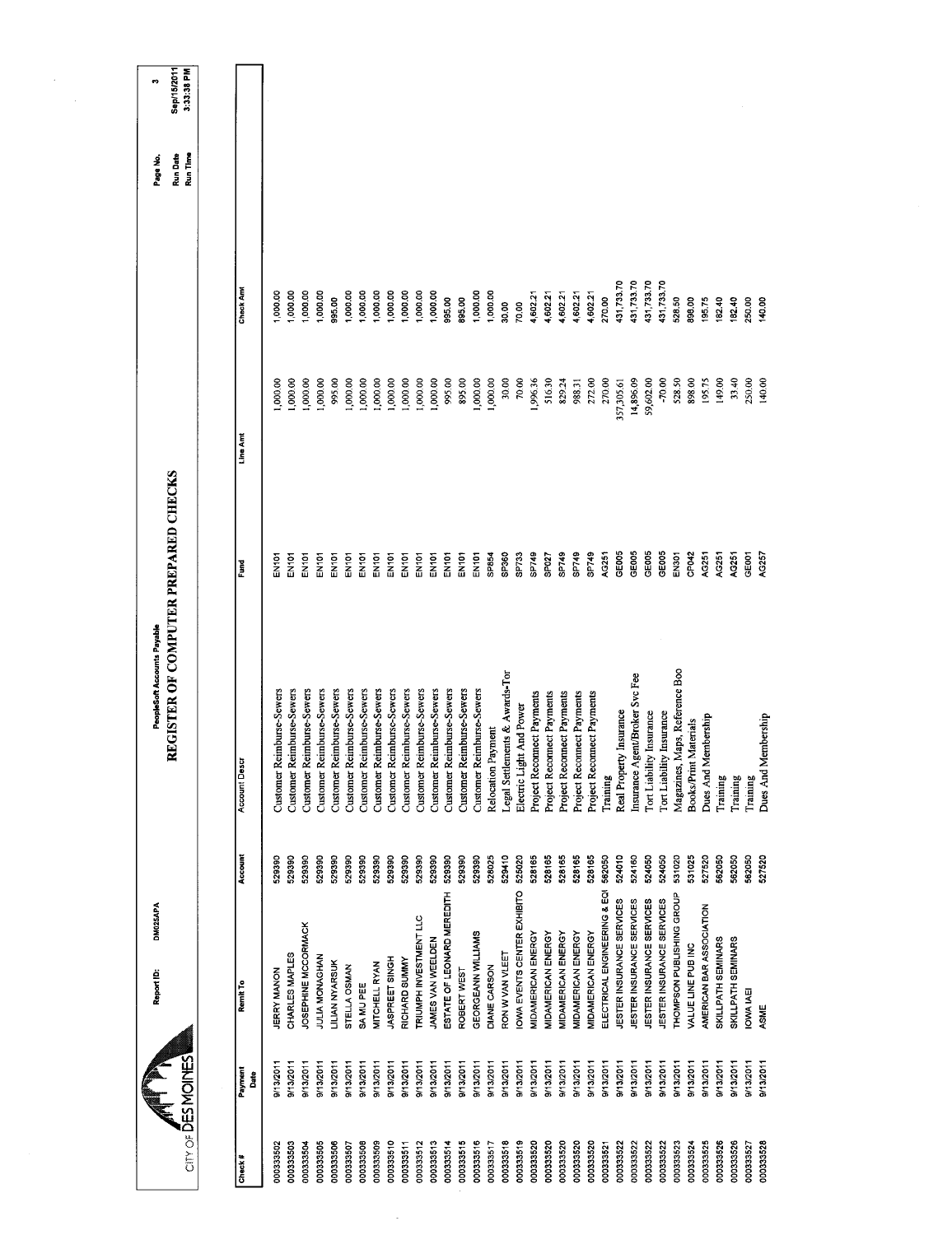CITY OF DES MOINES

Report ID: DM025APA

PeopleSoft Accounts Payable

# REGISTER OF COMPUTER PREPARED CHECKS

Page No. 3
Run Date Sep/15/2011
Run Time 3:33:38 PM

| Check # | Payment Date | Remit To | Account | Account Descr | Fund | Line Amt | Check Amt |
|---|---|---|---|---|---|---|---|
| 000333502 | 9/13/2011 | JERRY MANON | 529390 | Customer Reimburse-Sewers | EN101 | 1,000.00 | 1,000.00 |
| 000333503 | 9/13/2011 | CHARLES MAPLES | 529390 | Customer Reimburse-Sewers | EN101 | 1,000.00 | 1,000.00 |
| 000333504 | 9/13/2011 | JOSEPHINE MCCORMACK | 529390 | Customer Reimburse-Sewers | EN101 | 1,000.00 | 1,000.00 |
| 000333505 | 9/13/2011 | JULIA MONAGHAN | 529390 | Customer Reimburse-Sewers | EN101 | 1,000.00 | 1,000.00 |
| 000333506 | 9/13/2011 | LILIAN NYARSUK | 529390 | Customer Reimburse-Sewers | EN101 | 995.00 | 995.00 |
| 000333507 | 9/13/2011 | STELLA OSMAN | 529390 | Customer Reimburse-Sewers | EN101 | 1,000.00 | 1,000.00 |
| 000333508 | 9/13/2011 | SA MU PEE | 529390 | Customer Reimburse-Sewers | EN101 | 1,000.00 | 1,000.00 |
| 000333509 | 9/13/2011 | MITCHELL RYAN | 529390 | Customer Reimburse-Sewers | EN101 | 1,000.00 | 1,000.00 |
| 000333510 | 9/13/2011 | JASPREET SINGH | 529390 | Customer Reimburse-Sewers | EN101 | 1,000.00 | 1,000.00 |
| 000333511 | 9/13/2011 | RICHARD SUMMY | 529390 | Customer Reimburse-Sewers | EN101 | 1,000.00 | 1,000.00 |
| 000333512 | 9/13/2011 | TRIUMPH INVESTMENT LLC | 529390 | Customer Reimburse-Sewers | EN101 | 1,000.00 | 1,000.00 |
| 000333513 | 9/13/2011 | JAMES VAN WEELDEN | 529390 | Customer Reimburse-Sewers | EN101 | 1,000.00 | 1,000.00 |
| 000333514 | 9/13/2011 | ESTATE OF LEONARD MEREDITH | 529390 | Customer Reimburse-Sewers | EN101 | 995.00 | 995.00 |
| 000333515 | 9/13/2011 | ROBERT WEST | 529390 | Customer Reimburse-Sewers | EN101 | 895.00 | 895.00 |
| 000333516 | 9/13/2011 | GEORGEANN WILLIAMS | 529390 | Customer Reimburse-Sewers | EN101 | 1,000.00 | 1,000.00 |
| 000333517 | 9/13/2011 | DIANE CARSON | 528025 | Relocation Payment | SP854 | 1,000.00 | 1,000.00 |
| 000333518 | 9/13/2011 | RON W VAN VLEET | 529410 | Legal Settlements & Awards-Tor | SP360 | 30.00 | 30.00 |
| 000333519 | 9/13/2011 | IOWA EVENTS CENTER EXHIBITO | 525020 | Electric Light And Power | SP733 | 70.00 | 70.00 |
| 000333520 | 9/13/2011 | MIDAMERICAN ENERGY | 528165 | Project Reconnect Payments | SP749 | 1,996.36 | 4,602.21 |
| 000333520 | 9/13/2011 | MIDAMERICAN ENERGY | 528165 | Project Reconnect Payments | SP027 | 516.30 | 4,602.21 |
| 000333520 | 9/13/2011 | MIDAMERICAN ENERGY | 528165 | Project Reconnect Payments | SP749 | 829.24 | 4,602.21 |
| 000333520 | 9/13/2011 | MIDAMERICAN ENERGY | 528165 | Project Reconnect Payments | SP749 | 988.31 | 4,602.21 |
| 000333520 | 9/13/2011 | MIDAMERICAN ENERGY | 528165 | Project Reconnect Payments | SP749 | 272.00 | 4,602.21 |
| 000333521 | 9/13/2011 | ELECTRICAL ENGINEERING & EQI | 562050 | Training | AG251 | 270.00 | 270.00 |
| 000333522 | 9/13/2011 | JESTER INSURANCE SERVICES | 524010 | Real Property Insurance | GE005 | 357,305.61 | 431,733.70 |
| 000333522 | 9/13/2011 | JESTER INSURANCE SERVICES | 524160 | Insurance Agent/Broker Svc Fee | GE005 | 14,896.09 | 431,733.70 |
| 000333522 | 9/13/2011 | JESTER INSURANCE SERVICES | 524050 | Tort Liability Insurance | GE005 | 59,602.00 | 431,733.70 |
| 000333522 | 9/13/2011 | JESTER INSURANCE SERVICES | 524050 | Tort Liability Insurance | GE005 | -70.00 | 431,733.70 |
| 000333523 | 9/13/2011 | THOMPSON PUBLISHING GROUP | 531020 | Magazines, Maps, Reference Boo | EN301 | 528.50 | 528.50 |
| 000333524 | 9/13/2011 | VALUE LINE PUB INC | 531025 | Books/Print Materials | CP042 | 898.00 | 898.00 |
| 000333525 | 9/13/2011 | AMERICAN BAR ASSOCIATION | 527520 | Dues And Membership | AG251 | 195.75 | 195.75 |
| 000333526 | 9/13/2011 | SKILLPATH SEMINARS | 562050 | Training | AG251 | 149.00 | 182.40 |
| 000333526 | 9/13/2011 | SKILLPATH SEMINARS | 562050 | Training | AG251 | 33.40 | 182.40 |
| 000333527 | 9/13/2011 | IOWA IAEI | 562050 | Training | GE001 | 250.00 | 250.00 |
| 000333528 | 9/13/2011 | ASME | 527520 | Dues And Membership | AG257 | 140.00 | 140.00 |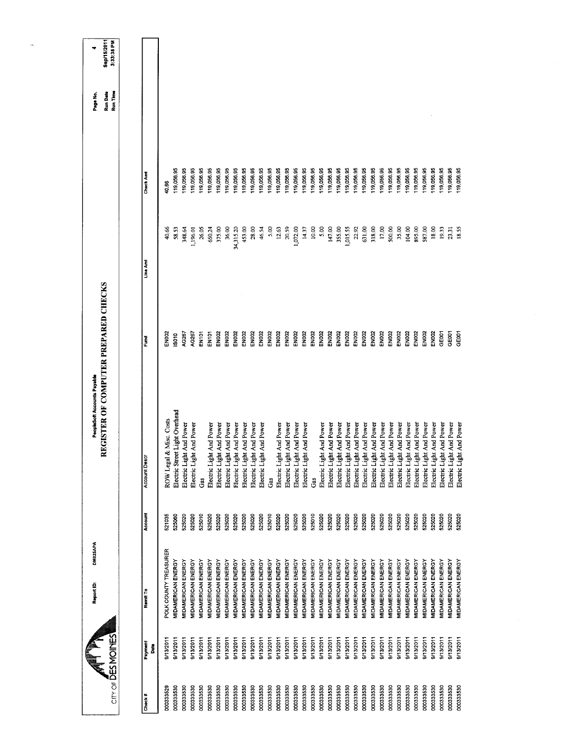CITY OF DES MOINES

Report ID: DM025APA

PeopleSoft Accounts Payable

# REGISTER OF COMPUTER PREPARED CHECKS

Page No. 4
Run Date Sep/15/2011
Run Time 3:33:38 PM

| Check # | Payment Date | Remit To | Account | Account Descr | Fund | Line Amt | Check Amt |
|---|---|---|---|---|---|---|---|
| 000333529 | 9/13/2011 | POLK COUNTY TREASURER | 521035 | ROW Legal & Misc. Costs | EN002 | 40.66 | 40.66 |
| 000333530 | 9/13/2011 | MIDAMERICAN ENERGY | 525060 | Electric Street Light Overhead | IS010 | 58.53 | 119,056.95 |
| 000333530 | 9/13/2011 | MIDAMERICAN ENERGY | 525020 | Electric Light And Power | AG267 | 348.64 | 119,056.95 |
| 000333530 | 9/13/2011 | MIDAMERICAN ENERGY | 525020 | Electric Light And Power | AG267 | 1,196.01 | 119,056.95 |
| 000333530 | 9/13/2011 | MIDAMERICAN ENERGY | 525010 | Gas | EN101 | 26.05 | 119,056.95 |
| 000333530 | 9/13/2011 | MIDAMERICAN ENERGY | 525020 | Electric Light And Power | EN101 | 650.24 | 119,056.95 |
| 000333530 | 9/13/2011 | MIDAMERICAN ENERGY | 525020 | Electric Light And Power | EN002 | 375.00 | 119,056.95 |
| 000333530 | 9/13/2011 | MIDAMERICAN ENERGY | 525020 | Electric Light And Power | EN002 | 36.00 | 119,056.95 |
| 000333530 | 9/13/2011 | MIDAMERICAN ENERGY | 525020 | Electric Light And Power | EN002 | 34,315.20 | 119,056.95 |
| 000333530 | 9/13/2011 | MIDAMERICAN ENERGY | 525020 | Electric Light And Power | EN002 | 453.00 | 119,056.95 |
| 000333530 | 9/13/2011 | MIDAMERICAN ENERGY | 525020 | Electric Light And Power | EN002 | 28.00 | 119,056.95 |
| 000333530 | 9/13/2011 | MIDAMERICAN ENERGY | 525020 | Electric Light And Power | EN002 | 46.54 | 119,056.95 |
| 000333530 | 9/13/2011 | MIDAMERICAN ENERGY | 525010 | Gas | EN002 | 5.00 | 119,056.95 |
| 000333530 | 9/13/2011 | MIDAMERICAN ENERGY | 525020 | Electric Light And Power | EN002 | 12.63 | 119,056.95 |
| 000333530 | 9/13/2011 | MIDAMERICAN ENERGY | 525020 | Electric Light And Power | EN002 | 20.59 | 119,056.95 |
| 000333530 | 9/13/2011 | MIDAMERICAN ENERGY | 525020 | Electric Light And Power | EN002 | 1,072.00 | 119,056.95 |
| 000333530 | 9/13/2011 | MIDAMERICAN ENERGY | 525020 | Electric Light And Power | EN002 | 14.37 | 119,056.95 |
| 000333530 | 9/13/2011 | MIDAMERICAN ENERGY | 525010 | Gas | EN002 | 10.00 | 119,056.95 |
| 000333530 | 9/13/2011 | MIDAMERICAN ENERGY | 525020 | Electric Light And Power | EN002 | 5.00 | 119,056.95 |
| 000333530 | 9/13/2011 | MIDAMERICAN ENERGY | 525020 | Electric Light And Power | EN002 | 147.00 | 119,056.95 |
| 000333530 | 9/13/2011 | MIDAMERICAN ENERGY | 525020 | Electric Light And Power | EN002 | 355.00 | 119,056.95 |
| 000333530 | 9/13/2011 | MIDAMERICAN ENERGY | 525020 | Electric Light And Power | EN002 | 1,015.55 | 119,056.95 |
| 000333530 | 9/13/2011 | MIDAMERICAN ENERGY | 525020 | Electric Light And Power | EN002 | 22.92 | 119,056.95 |
| 000333530 | 9/13/2011 | MIDAMERICAN ENERGY | 525020 | Electric Light And Power | EN002 | 631.00 | 119,056.95 |
| 000333530 | 9/13/2011 | MIDAMERICAN ENERGY | 525020 | Electric Light And Power | EN002 | 318.00 | 119,056.95 |
| 000333530 | 9/13/2011 | MIDAMERICAN ENERGY | 525020 | Electric Light And Power | EN002 | 17.00 | 119,056.95 |
| 000333530 | 9/13/2011 | MIDAMERICAN ENERGY | 525020 | Electric Light And Power | EN002 | 500.00 | 119,056.95 |
| 000333530 | 9/13/2011 | MIDAMERICAN ENERGY | 525020 | Electric Light And Power | EN002 | 35.00 | 119,056.95 |
| 000333530 | 9/13/2011 | MIDAMERICAN ENERGY | 525020 | Electric Light And Power | EN002 | 104.00 | 119,056.95 |
| 000333530 | 9/13/2011 | MIDAMERICAN ENERGY | 525020 | Electric Light And Power | EN002 | 895.00 | 119,056.95 |
| 000333530 | 9/13/2011 | MIDAMERICAN ENERGY | 525020 | Electric Light And Power | EN002 | 587.00 | 119,056.95 |
| 000333530 | 9/13/2011 | MIDAMERICAN ENERGY | 525020 | Electric Light And Power | EN002 | 18.00 | 119,056.95 |
| 000333530 | 9/13/2011 | MIDAMERICAN ENERGY | 525020 | Electric Light And Power | GE001 | 19.33 | 119,056.95 |
| 000333530 | 9/13/2011 | MIDAMERICAN ENERGY | 525020 | Electric Light And Power | GE001 | 23.31 | 119,056.95 |
| 000333530 | 9/13/2011 | MIDAMERICAN ENERGY | 525020 | Electric Light And Power | GE001 | 18.55 | 119,056.95 |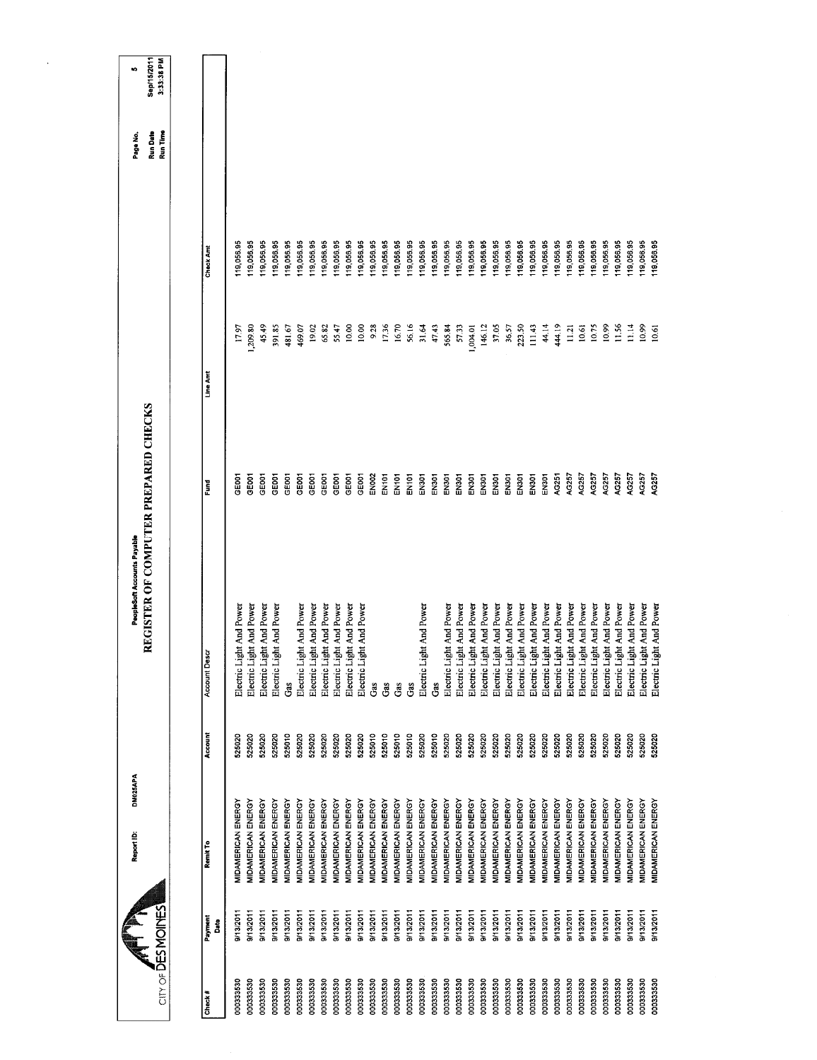CITY OF DES MOINES

Report ID: DM025APA

PeopleSoft Accounts Payable

# REGISTER OF COMPUTER PREPARED CHECKS

Page No. 5
Run Date Sep/15/2011
Run Time 3:33:38 PM

| Check # | Payment Date | Remit To | Account | Account Descr | Fund | Line Amt | Check Amt |
|---|---|---|---|---|---|---|---|
| 000333530 | 9/13/2011 | MIDAMERICAN ENERGY | 525020 | Electric Light And Power | GE001 | 17.97 | 119,056.95 |
| 000333530 | 9/13/2011 | MIDAMERICAN ENERGY | 525020 | Electric Light And Power | GE001 | 1,209.80 | 119,056.95 |
| 000333530 | 9/13/2011 | MIDAMERICAN ENERGY | 525020 | Electric Light And Power | GE001 | 45.49 | 119,056.95 |
| 000333530 | 9/13/2011 | MIDAMERICAN ENERGY | 525020 | Electric Light And Power | GE001 | 391.85 | 119,056.95 |
| 000333530 | 9/13/2011 | MIDAMERICAN ENERGY | 525010 | Gas | GE001 | 481.67 | 119,056.95 |
| 000333530 | 9/13/2011 | MIDAMERICAN ENERGY | 525020 | Electric Light And Power | GE001 | 469.07 | 119,056.95 |
| 000333530 | 9/13/2011 | MIDAMERICAN ENERGY | 525020 | Electric Light And Power | GE001 | 19.02 | 119,056.95 |
| 000333530 | 9/13/2011 | MIDAMERICAN ENERGY | 525020 | Electric Light And Power | GE001 | 65.82 | 119,056.95 |
| 000333530 | 9/13/2011 | MIDAMERICAN ENERGY | 525020 | Electric Light And Power | GE001 | 55.47 | 119,056.95 |
| 000333530 | 9/13/2011 | MIDAMERICAN ENERGY | 525020 | Electric Light And Power | GE001 | 10.00 | 119,056.95 |
| 000333530 | 9/13/2011 | MIDAMERICAN ENERGY | 525020 | Electric Light And Power | GE001 | 10.00 | 119,056.95 |
| 000333530 | 9/13/2011 | MIDAMERICAN ENERGY | 525010 | Gas | EN002 | 9.28 | 119,056.95 |
| 000333530 | 9/13/2011 | MIDAMERICAN ENERGY | 525010 | Gas | EN101 | 17.36 | 119,056.95 |
| 000333530 | 9/13/2011 | MIDAMERICAN ENERGY | 525010 | Gas | EN101 | 16.70 | 119,056.95 |
| 000333530 | 9/13/2011 | MIDAMERICAN ENERGY | 525010 | Gas | EN101 | 56.16 | 119,056.95 |
| 000333530 | 9/13/2011 | MIDAMERICAN ENERGY | 525020 | Electric Light And Power | EN301 | 31.64 | 119,056.95 |
| 000333530 | 9/13/2011 | MIDAMERICAN ENERGY | 525010 | Gas | EN301 | 47.43 | 119,056.95 |
| 000333530 | 9/13/2011 | MIDAMERICAN ENERGY | 525020 | Electric Light And Power | EN301 | 565.84 | 119,056.95 |
| 000333530 | 9/13/2011 | MIDAMERICAN ENERGY | 525020 | Electric Light And Power | EN301 | 57.33 | 119,056.95 |
| 000333530 | 9/13/2011 | MIDAMERICAN ENERGY | 525020 | Electric Light And Power | EN301 | 1,004.01 | 119,056.95 |
| 000333530 | 9/13/2011 | MIDAMERICAN ENERGY | 525020 | Electric Light And Power | EN301 | 146.12 | 119,056.95 |
| 000333530 | 9/13/2011 | MIDAMERICAN ENERGY | 525020 | Electric Light And Power | EN301 | 37.05 | 119,056.95 |
| 000333530 | 9/13/2011 | MIDAMERICAN ENERGY | 525020 | Electric Light And Power | EN301 | 36.57 | 119,056.95 |
| 000333530 | 9/13/2011 | MIDAMERICAN ENERGY | 525020 | Electric Light And Power | EN301 | 223.50 | 119,056.95 |
| 000333530 | 9/13/2011 | MIDAMERICAN ENERGY | 525020 | Electric Light And Power | EN301 | 111.43 | 119,056.95 |
| 000333530 | 9/13/2011 | MIDAMERICAN ENERGY | 525020 | Electric Light And Power | EN301 | 44.14 | 119,056.95 |
| 000333530 | 9/13/2011 | MIDAMERICAN ENERGY | 525020 | Electric Light And Power | AG251 | 444.19 | 119,056.95 |
| 000333530 | 9/13/2011 | MIDAMERICAN ENERGY | 525020 | Electric Light And Power | AG257 | 11.21 | 119,056.95 |
| 000333530 | 9/13/2011 | MIDAMERICAN ENERGY | 525020 | Electric Light And Power | AG257 | 10.61 | 119,056.95 |
| 000333530 | 9/13/2011 | MIDAMERICAN ENERGY | 525020 | Electric Light And Power | AG257 | 10.75 | 119,056.95 |
| 000333530 | 9/13/2011 | MIDAMERICAN ENERGY | 525020 | Electric Light And Power | AG257 | 10.99 | 119,056.95 |
| 000333530 | 9/13/2011 | MIDAMERICAN ENERGY | 525020 | Electric Light And Power | AG257 | 11.56 | 119,056.95 |
| 000333530 | 9/13/2011 | MIDAMERICAN ENERGY | 525020 | Electric Light And Power | AG257 | 11.14 | 119,056.95 |
| 000333530 | 9/13/2011 | MIDAMERICAN ENERGY | 525020 | Electric Light And Power | AG257 | 10.99 | 119,056.95 |
| 000333530 | 9/13/2011 | MIDAMERICAN ENERGY | 525020 | Electric Light And Power | AG257 | 10.61 | 119,056.95 |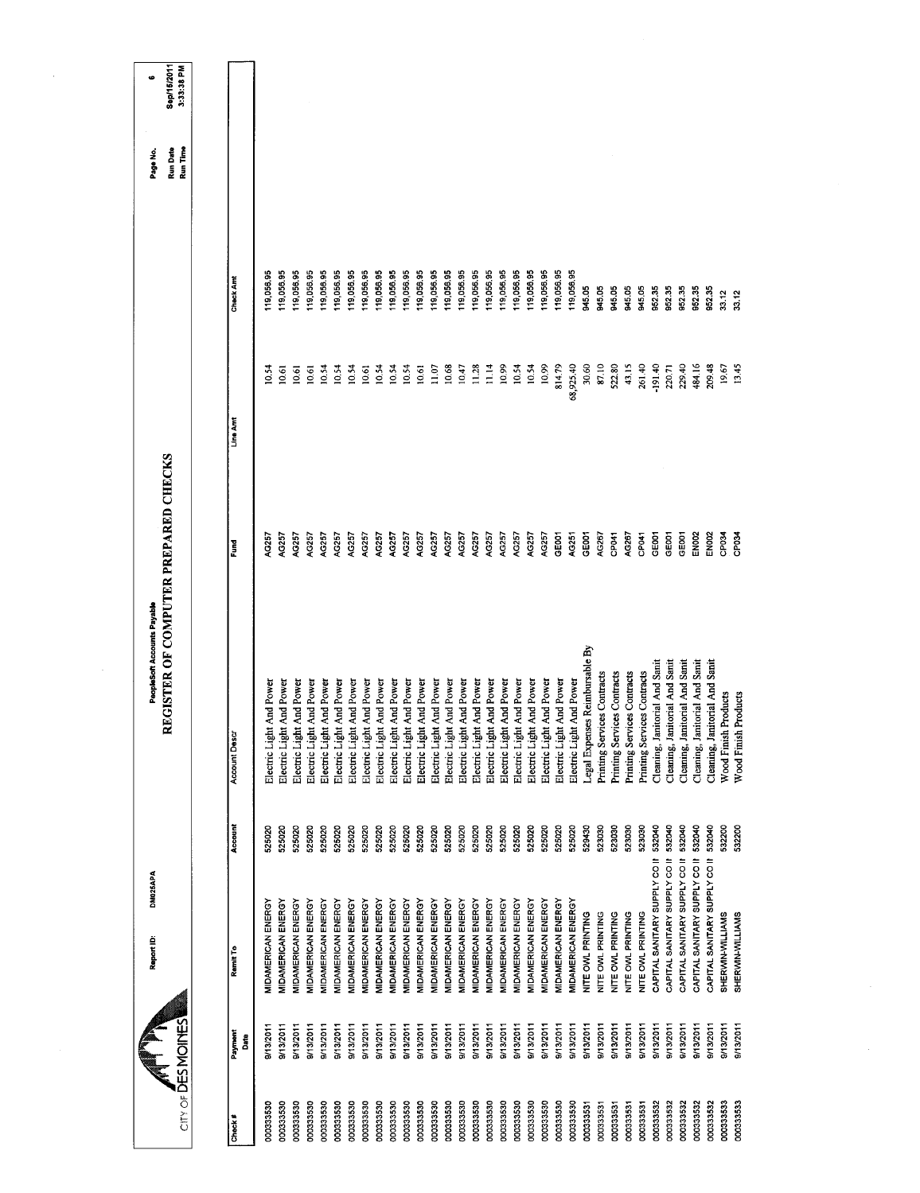CITY OF DES MOINES

Report ID: DM025APA

PeopleSoft Accounts Payable

# REGISTER OF COMPUTER PREPARED CHECKS

Run Date: Sep/16/2011
Run Time: 3:33:38 PM

| Check # | Payment Date | Remit To | Account | Account Descr | Fund | Line Amt | Check Amt |
|---|---|---|---|---|---|---|---|
| 000333530 | 9/13/2011 | MIDAMERICAN ENERGY | 525020 | Electric Light And Power | AG257 | 10.54 | 119,056.95 |
| 000333530 | 9/13/2011 | MIDAMERICAN ENERGY | 525020 | Electric Light And Power | AG257 | 10.61 | 119,056.95 |
| 000333530 | 9/13/2011 | MIDAMERICAN ENERGY | 525020 | Electric Light And Power | AG257 | 10.61 | 119,056.95 |
| 000333530 | 9/13/2011 | MIDAMERICAN ENERGY | 525020 | Electric Light And Power | AG257 | 10.61 | 119,056.95 |
| 000333530 | 9/13/2011 | MIDAMERICAN ENERGY | 525020 | Electric Light And Power | AG257 | 10.54 | 119,056.95 |
| 000333530 | 9/13/2011 | MIDAMERICAN ENERGY | 525020 | Electric Light And Power | AG257 | 10.54 | 119,056.95 |
| 000333530 | 9/13/2011 | MIDAMERICAN ENERGY | 525020 | Electric Light And Power | AG257 | 10.54 | 119,056.95 |
| 000333530 | 9/13/2011 | MIDAMERICAN ENERGY | 525020 | Electric Light And Power | AG257 | 10.61 | 119,056.95 |
| 000333530 | 9/13/2011 | MIDAMERICAN ENERGY | 525020 | Electric Light And Power | AG257 | 10.54 | 119,056.95 |
| 000333530 | 9/13/2011 | MIDAMERICAN ENERGY | 525020 | Electric Light And Power | AG257 | 10.54 | 119,056.95 |
| 000333530 | 9/13/2011 | MIDAMERICAN ENERGY | 525020 | Electric Light And Power | AG257 | 10.54 | 119,056.95 |
| 000333530 | 9/13/2011 | MIDAMERICAN ENERGY | 525020 | Electric Light And Power | AG257 | 10.61 | 119,056.95 |
| 000333530 | 9/13/2011 | MIDAMERICAN ENERGY | 525020 | Electric Light And Power | AG257 | 11.07 | 119,056.95 |
| 000333530 | 9/13/2011 | MIDAMERICAN ENERGY | 525020 | Electric Light And Power | AG257 | 10.68 | 119,056.95 |
| 000333530 | 9/13/2011 | MIDAMERICAN ENERGY | 525020 | Electric Light And Power | AG257 | 10.47 | 119,056.95 |
| 000333530 | 9/13/2011 | MIDAMERICAN ENERGY | 525020 | Electric Light And Power | AG257 | 11.28 | 119,056.95 |
| 000333530 | 9/13/2011 | MIDAMERICAN ENERGY | 525020 | Electric Light And Power | AG257 | 11.14 | 119,056.95 |
| 000333530 | 9/13/2011 | MIDAMERICAN ENERGY | 525020 | Electric Light And Power | AG257 | 10.99 | 119,056.95 |
| 000333530 | 9/13/2011 | MIDAMERICAN ENERGY | 525020 | Electric Light And Power | AG257 | 10.54 | 119,056.95 |
| 000333530 | 9/13/2011 | MIDAMERICAN ENERGY | 525020 | Electric Light And Power | AG257 | 10.99 | 119,056.95 |
| 000333530 | 9/13/2011 | MIDAMERICAN ENERGY | 525020 | Electric Light And Power | GE001 | 814.79 | 119,056.95 |
| 000333530 | 9/13/2011 | MIDAMERICAN ENERGY | 525020 | Electric Light And Power | AG251 | 68,925.40 | 119,056.95 |
| 000333531 | 9/13/2011 | NITE OWL PRINTING | 529430 | Legal Expenses Reimbursable By | GE001 | 30.60 | 945.05 |
| 000333531 | 9/13/2011 | NITE OWL PRINTING | 523030 | Printing Services Contracts | AG267 | 87.10 | 945.05 |
| 000333531 | 9/13/2011 | NITE OWL PRINTING | 523030 | Printing Services Contracts | CP041 | 522.80 | 945.05 |
| 000333531 | 9/13/2011 | NITE OWL PRINTING | 523030 | Printing Services Contracts | AG267 | 43.15 | 945.05 |
| 000333531 | 9/13/2011 | NITE OWL PRINTING | 523030 | Printing Services Contracts | CP041 | 261.40 | 945.05 |
| 000333532 | 9/13/2011 | CAPITAL SANITARY SUPPLY CO I | 532040 | Cleaning, Janitorial And Sanit | GE001 | -191.40 | 952.35 |
| 000333532 | 9/13/2011 | CAPITAL SANITARY SUPPLY CO I | 532040 | Cleaning, Janitorial And Sanit | GE001 | 220.71 | 952.35 |
| 000333532 | 9/13/2011 | CAPITAL SANITARY SUPPLY CO I | 532040 | Cleaning, Janitorial And Sanit | GE001 | 229.40 | 952.35 |
| 000333532 | 9/13/2011 | CAPITAL SANITARY SUPPLY CO I | 532040 | Cleaning, Janitorial And Sanit | EN002 | 484.16 | 952.35 |
| 000333532 | 9/13/2011 | CAPITAL SANITARY SUPPLY CO I | 532040 | Cleaning, Janitorial And Sanit | EN002 | 209.48 | 952.35 |
| 000333533 | 9/13/2011 | SHERWIN-WILLIAMS | 532200 | Wood Finish Products | CP034 | 19.67 | 33.12 |
| 000333533 | 9/13/2011 | SHERWIN-WILLIAMS | 532200 | Wood Finish Products | CP034 | 13.45 | 33.12 |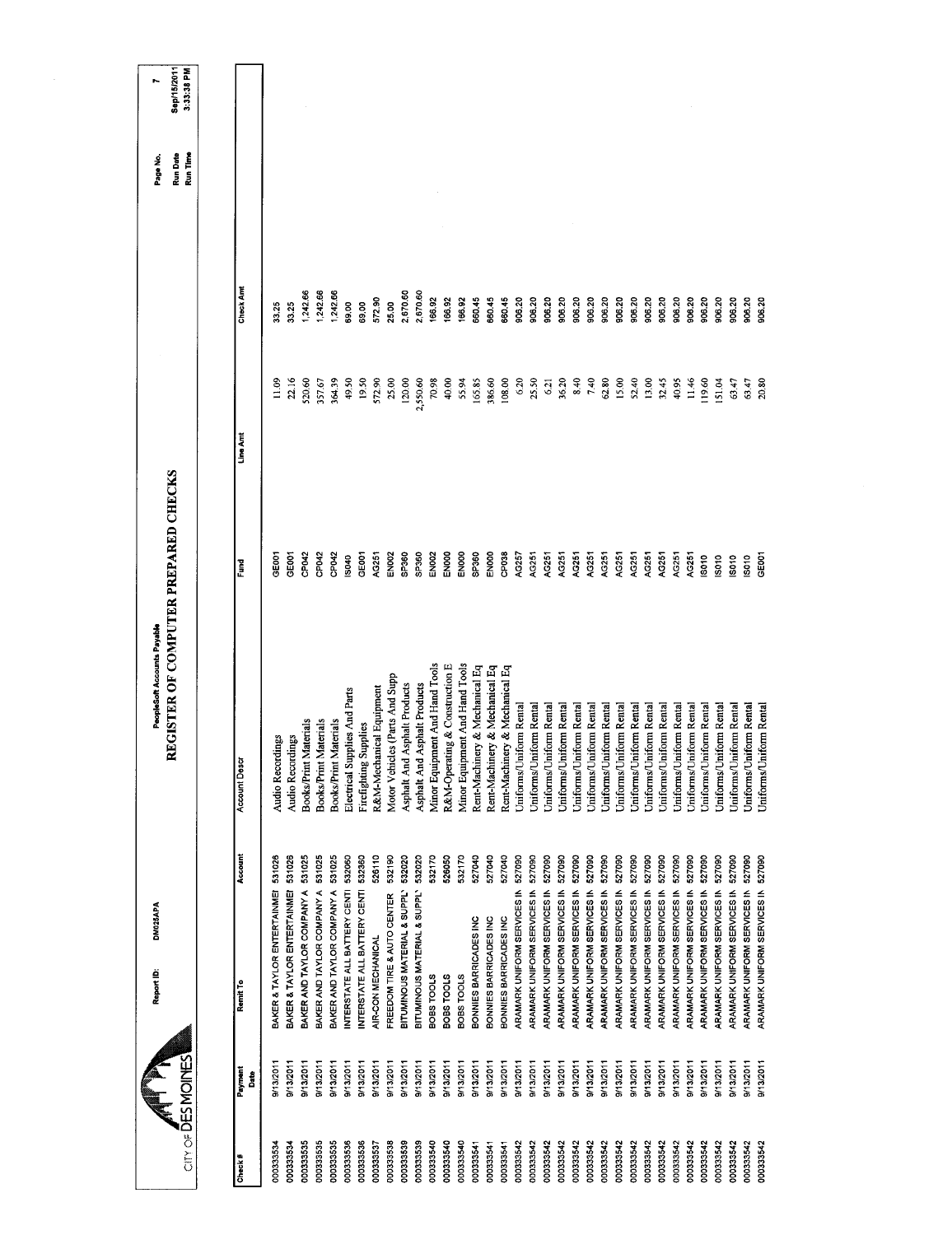# REGISTER OF COMPUTER PREPARED CHECKS

PeopleSoft Accounts Payable

Report ID: DM025APA

CITY OF DES MOINES

Run Date: Sep/15/2011
Run Time: 3:33:38 PM

| Check # | Payment Date | Remit To | Account | Account Descr | Fund | Line Amt | Check Amt |
|---|---|---|---|---|---|---|---|
| 000333534 | 9/13/2011 | BAKER & TAYLOR ENTERTAINMEI | 531026 | Audio Recordings | GE001 | 11.09 | 33.25 |
| 000333534 | 9/13/2011 | BAKER & TAYLOR ENTERTAINMEI | 531026 | Audio Recordings | GE001 | 22.16 | 33.25 |
| 000333535 | 9/13/2011 | BAKER AND TAYLOR COMPANY A | 531025 | Books/Print Materials | CP042 | 520.60 | 1,242.66 |
| 000333535 | 9/13/2011 | BAKER AND TAYLOR COMPANY A | 531025 | Books/Print Materials | CP042 | 357.67 | 1,242.66 |
| 000333535 | 9/13/2011 | BAKER AND TAYLOR COMPANY A | 531025 | Books/Print Materials | CP042 | 364.39 | 1,242.66 |
| 000333536 | 9/13/2011 | INTERSTATE ALL BATTERY CENTI | 532060 | Electrical Supplies And Parts | IS040 | 49.50 | 69.00 |
| 000333536 | 9/13/2011 | INTERSTATE ALL BATTERY CENTI | 532360 | Firefighting Supplies | GE001 | 19.50 | 69.00 |
| 000333537 | 9/13/2011 | AIR-CON MECHANICAL | 526110 | R&M-Mechanical Equipment | AG251 | 572.90 | 572.90 |
| 000333538 | 9/13/2011 | FREEDOM TIRE & AUTO CENTER | 532190 | Motor Vehicles (Parts And Supp | EN002 | 25.00 | 25.00 |
| 000333539 | 9/13/2011 | BITUMINOUS MATERIAL & SUPPL' | 532020 | Asphalt And Asphalt Products | SP360 | 120.00 | 2,670.60 |
| 000333539 | 9/13/2011 | BITUMINOUS MATERIAL & SUPPL' | 532020 | Asphalt And Asphalt Products | SP360 | 2,550.60 | 2,670.60 |
| 000333540 | 9/13/2011 | BOBS TOOLS | 532170 | Minor Equipment And Hand Tools | EN002 | 70.98 | 166.92 |
| 000333540 | 9/13/2011 | BOBS TOOLS | 526050 | R&M-Operating & Construction E | EN000 | 40.00 | 166.92 |
| 000333540 | 9/13/2011 | BOBS TOOLS | 532170 | Minor Equipment And Hand Tools | EN000 | 55.94 | 166.92 |
| 000333541 | 9/13/2011 | BONNIES BARRICADES INC | 527040 | Rent-Machinery & Mechanical Eq | SP360 | 165.85 | 660.45 |
| 000333541 | 9/13/2011 | BONNIES BARRICADES INC | 527040 | Rent-Machinery & Mechanical Eq | EN000 | 386.60 | 660.45 |
| 000333541 | 9/13/2011 | BONNIES BARRICADES INC | 527040 | Rent-Machinery & Mechanical Eq | CP038 | 108.00 | 660.45 |
| 000333542 | 9/13/2011 | ARAMARK UNIFORM SERVICES IN | 527090 | Uniforms/Uniform Rental | AG257 | 6.20 | 906.20 |
| 000333542 | 9/13/2011 | ARAMARK UNIFORM SERVICES IN | 527090 | Uniforms/Uniform Rental | AG251 | 25.50 | 906.20 |
| 000333542 | 9/13/2011 | ARAMARK UNIFORM SERVICES IN | 527090 | Uniforms/Uniform Rental | AG251 | 6.21 | 906.20 |
| 000333542 | 9/13/2011 | ARAMARK UNIFORM SERVICES IN | 527090 | Uniforms/Uniform Rental | AG251 | 36.20 | 906.20 |
| 000333542 | 9/13/2011 | ARAMARK UNIFORM SERVICES IN | 527090 | Uniforms/Uniform Rental | AG251 | 8.40 | 906.20 |
| 000333542 | 9/13/2011 | ARAMARK UNIFORM SERVICES IN | 527090 | Uniforms/Uniform Rental | AG251 | 7.40 | 906.20 |
| 000333542 | 9/13/2011 | ARAMARK UNIFORM SERVICES IN | 527090 | Uniforms/Uniform Rental | AG251 | 62.80 | 906.20 |
| 000333542 | 9/13/2011 | ARAMARK UNIFORM SERVICES IN | 527090 | Uniforms/Uniform Rental | AG251 | 15.00 | 906.20 |
| 000333542 | 9/13/2011 | ARAMARK UNIFORM SERVICES IN | 527090 | Uniforms/Uniform Rental | AG251 | 52.40 | 906.20 |
| 000333542 | 9/13/2011 | ARAMARK UNIFORM SERVICES IN | 527090 | Uniforms/Uniform Rental | AG251 | 13.00 | 906.20 |
| 000333542 | 9/13/2011 | ARAMARK UNIFORM SERVICES IN | 527090 | Uniforms/Uniform Rental | AG251 | 32.45 | 906.20 |
| 000333542 | 9/13/2011 | ARAMARK UNIFORM SERVICES IN | 527090 | Uniforms/Uniform Rental | AG251 | 40.95 | 906.20 |
| 000333542 | 9/13/2011 | ARAMARK UNIFORM SERVICES IN | 527090 | Uniforms/Uniform Rental | AG251 | 11.46 | 906.20 |
| 000333542 | 9/13/2011 | ARAMARK UNIFORM SERVICES IN | 527090 | Uniforms/Uniform Rental | IS010 | 119.60 | 906.20 |
| 000333542 | 9/13/2011 | ARAMARK UNIFORM SERVICES IN | 527090 | Uniforms/Uniform Rental | IS010 | 151.04 | 906.20 |
| 000333542 | 9/13/2011 | ARAMARK UNIFORM SERVICES IN | 527090 | Uniforms/Uniform Rental | IS010 | 63.47 | 906.20 |
| 000333542 | 9/13/2011 | ARAMARK UNIFORM SERVICES IN | 527090 | Uniforms/Uniform Rental | IS010 | 63.47 | 906.20 |
| 000333542 | 9/13/2011 | ARAMARK UNIFORM SERVICES IN | 527090 | Uniforms/Uniform Rental | GE001 | 20.80 | 906.20 |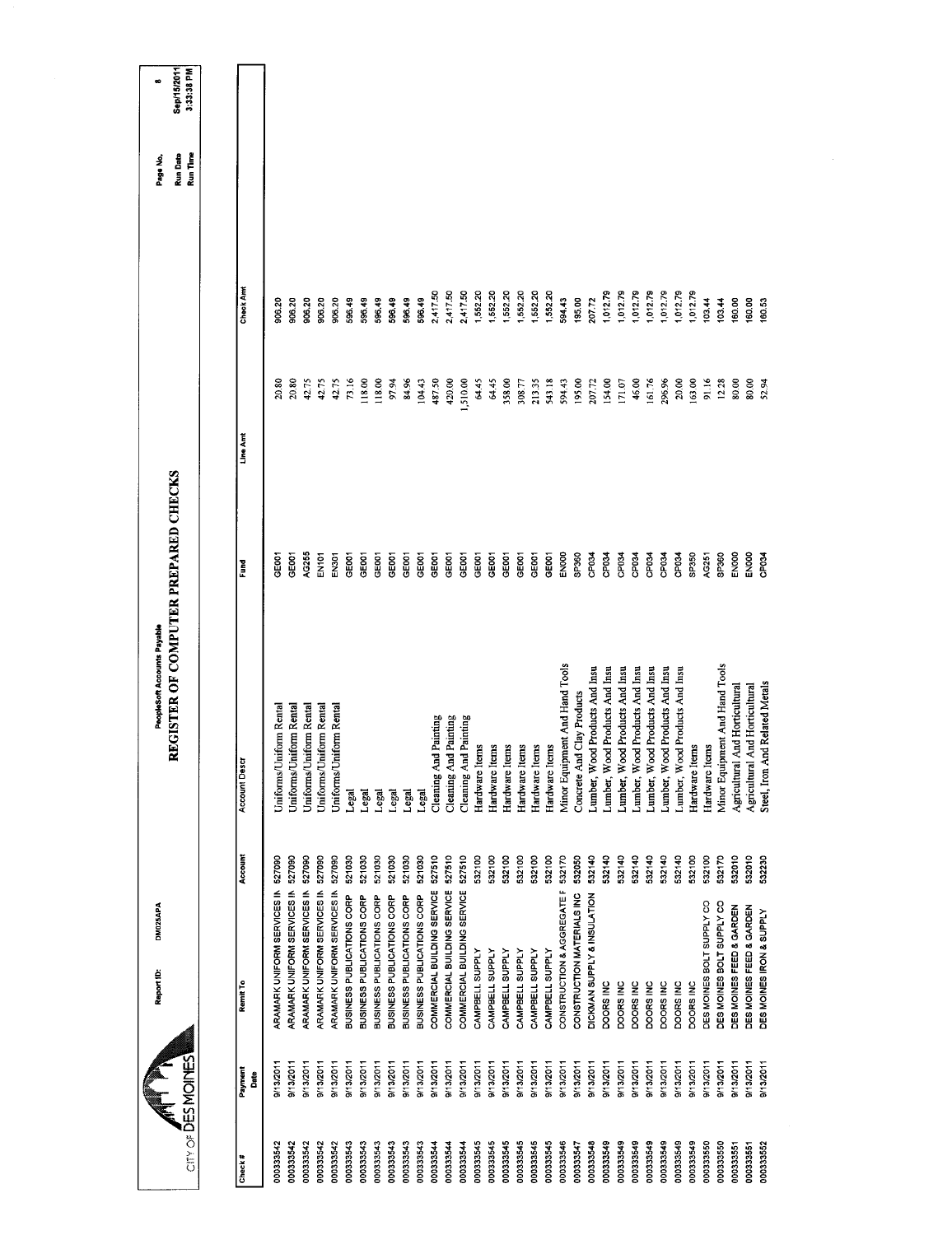# REGISTER OF COMPUTER PREPARED CHECKS

PeopleSoft Accounts Payable

Report ID: DM025APA

CITY OF DES MOINES

Run Date: Sep/15/2011
Run Time: 3:33:38 PM

| Check # | Payment Date | Remit To | Account | Account Descr | Fund | Line Amt | Check Amt |
|---|---|---|---|---|---|---|---|
| 000333542 | 9/13/2011 | ARAMARK UNIFORM SERVICES IN | 527090 | Uniforms/Uniform Rental | GE001 | 20.80 | 906.20 |
| 000333542 | 9/13/2011 | ARAMARK UNIFORM SERVICES IN | 527090 | Uniforms/Uniform Rental | GE001 | 20.80 | 906.20 |
| 000333542 | 9/13/2011 | ARAMARK UNIFORM SERVICES IN | 527090 | Uniforms/Uniform Rental | AG255 | 42.75 | 906.20 |
| 000333542 | 9/13/2011 | ARAMARK UNIFORM SERVICES IN | 527090 | Uniforms/Uniform Rental | EN101 | 42.75 | 906.20 |
| 000333542 | 9/13/2011 | ARAMARK UNIFORM SERVICES IN | 527090 | Uniforms/Uniform Rental | EN301 | 42.75 | 906.20 |
| 000333543 | 9/13/2011 | BUSINESS PUBLICATIONS CORP | 521030 | Legal | GE001 | 73.16 | 596.49 |
| 000333543 | 9/13/2011 | BUSINESS PUBLICATIONS CORP | 521030 | Legal | GE001 | 118.00 | 596.49 |
| 000333543 | 9/13/2011 | BUSINESS PUBLICATIONS CORP | 521030 | Legal | GE001 | 118.00 | 596.49 |
| 000333543 | 9/13/2011 | BUSINESS PUBLICATIONS CORP | 521030 | Legal | GE001 | 97.94 | 596.49 |
| 000333543 | 9/13/2011 | BUSINESS PUBLICATIONS CORP | 521030 | Legal | GE001 | 84.96 | 596.49 |
| 000333543 | 9/13/2011 | BUSINESS PUBLICATIONS CORP | 521030 | Legal | GE001 | 104.43 | 596.49 |
| 000333544 | 9/13/2011 | COMMERCIAL BUILDING SERVICE | 527510 | Cleaning And Painting | GE001 | 487.50 | 2,417.50 |
| 000333544 | 9/13/2011 | COMMERCIAL BUILDING SERVICE | 527510 | Cleaning And Painting | GE001 | 420.00 | 2,417.50 |
| 000333544 | 9/13/2011 | COMMERCIAL BUILDING SERVICE | 527510 | Cleaning And Painting | GE001 | 1,510.00 | 2,417.50 |
| 000333545 | 9/13/2011 | CAMPBELL SUPPLY | 532100 | Hardware Items | GE001 | 64.45 | 1,552.20 |
| 000333545 | 9/13/2011 | CAMPBELL SUPPLY | 532100 | Hardware Items | GE001 | 64.45 | 1,552.20 |
| 000333545 | 9/13/2011 | CAMPBELL SUPPLY | 532100 | Hardware Items | GE001 | 358.00 | 1,552.20 |
| 000333545 | 9/13/2011 | CAMPBELL SUPPLY | 532100 | Hardware Items | GE001 | 308.77 | 1,552.20 |
| 000333545 | 9/13/2011 | CAMPBELL SUPPLY | 532100 | Hardware Items | GE001 | 213.35 | 1,552.20 |
| 000333545 | 9/13/2011 | CAMPBELL SUPPLY | 532100 | Hardware Items | GE001 | 543.18 | 1,552.20 |
| 000333546 | 9/13/2011 | CONSTRUCTION & AGGREGATE F | 532170 | Minor Equipment And Hand Tools | EN000 | 594.43 | 594.43 |
| 000333547 | 9/13/2011 | CONSTRUCTION MATERIALS INC | 532050 | Concrete And Clay Products | SP360 | 195.00 | 195.00 |
| 000333548 | 9/13/2011 | DICKMAN SUPPLY & INSULATION | 532140 | Lumber, Wood Products And Insu | CP034 | 207.72 | 207.72 |
| 000333549 | 9/13/2011 | DOORS INC | 532140 | Lumber, Wood Products And Insu | CP034 | 154.00 | 1,012.79 |
| 000333549 | 9/13/2011 | DOORS INC | 532140 | Lumber, Wood Products And Insu | CP034 | 171.07 | 1,012.79 |
| 000333549 | 9/13/2011 | DOORS INC | 532140 | Lumber, Wood Products And Insu | CP034 | 46.00 | 1,012.79 |
| 000333549 | 9/13/2011 | DOORS INC | 532140 | Lumber, Wood Products And Insu | CP034 | 161.76 | 1,012.79 |
| 000333549 | 9/13/2011 | DOORS INC | 532140 | Lumber, Wood Products And Insu | CP034 | 296.96 | 1,012.79 |
| 000333549 | 9/13/2011 | DOORS INC | 532140 | Lumber, Wood Products And Insu | CP034 | 20.00 | 1,012.79 |
| 000333549 | 9/13/2011 | DOORS INC | 532100 | Hardware Items | SP350 | 163.00 | 1,012.79 |
| 000333550 | 9/13/2011 | DES MOINES BOLT SUPPLY CO | 532100 | Hardware Items | AG251 | 91.16 | 103.44 |
| 000333550 | 9/13/2011 | DES MOINES BOLT SUPPLY CO | 532170 | Minor Equipment And Hand Tools | SP360 | 12.28 | 103.44 |
| 000333551 | 9/13/2011 | DES MOINES FEED & GARDEN | 532010 | Agricultural And Horticultural | EN000 | 80.00 | 160.00 |
| 000333551 | 9/13/2011 | DES MOINES FEED & GARDEN | 532010 | Agricultural And Horticultural | EN000 | 80.00 | 160.00 |
| 000333552 | 9/13/2011 | DES MOINES IRON & SUPPLY | 532230 | Steel, Iron And Related Metals | CP034 | 52.94 | 160.53 |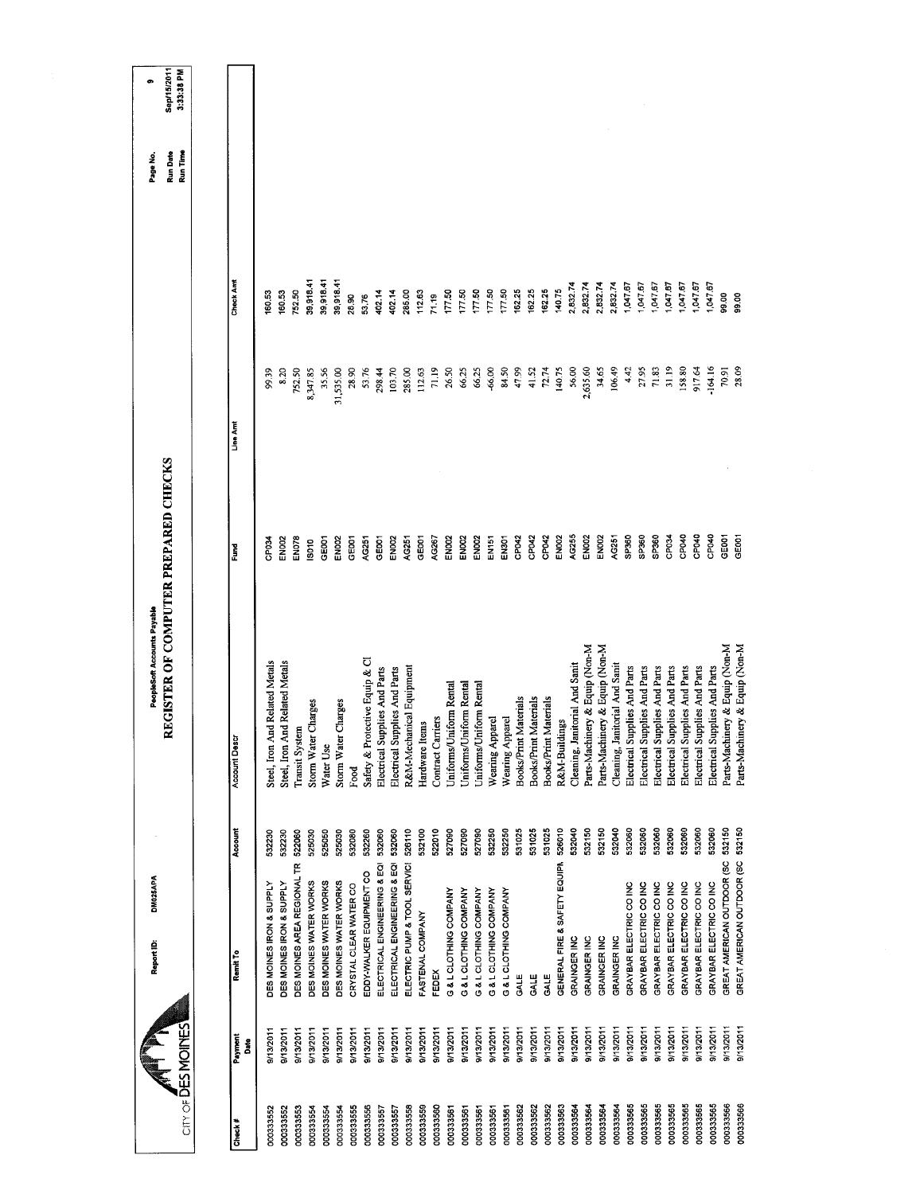CITY OF DES MOINES

Report ID: DM025APA

PeopleSoft Accounts Payable

# REGISTER OF COMPUTER PREPARED CHECKS

Page No. 9
Run Date Sep/15/2011
Run Time 3:33:38 PM

| Check # | Payment Date | Remit To | Account | Account Descr | Fund | Line Amt | Check Amt |
|---|---|---|---|---|---|---|---|
| 000333552 | 9/13/2011 | DES MOINES IRON & SUPPLY | 532230 | Steel, Iron And Related Metals | CP034 | 99.39 | 160.53 |
| 000333552 | 9/13/2011 | DES MOINES IRON & SUPPLY | 532230 | Steel, Iron And Related Metals | EN002 | 8.20 | 160.53 |
| 000333553 | 9/13/2011 | DES MOINES AREA REGIONAL TR | 522060 | Transit System | EN078 | 752.50 | 752.50 |
| 000333554 | 9/13/2011 | DES MOINES WATER WORKS | 525030 | Storm Water Charges | IS010 | 8,347.85 | 39,918.41 |
| 000333554 | 9/13/2011 | DES MOINES WATER WORKS | 525050 | Water Use | GE001 | 35.56 | 39,918.41 |
| 000333554 | 9/13/2011 | DES MOINES WATER WORKS | 525030 | Storm Water Charges | EN002 | 31,535.00 | 39,918.41 |
| 000333555 | 9/13/2011 | CRYSTAL CLEAR WATER CO | 532080 | Food | GE001 | 28.90 | 28.90 |
| 000333556 | 9/13/2011 | EDDY-WALKER EQUIPMENT CO | 532260 | Safety & Protective Equip & Cl | AG251 | 53.76 | 53.76 |
| 000333557 | 9/13/2011 | ELECTRICAL ENGINEERING & EQI | 532060 | Electrical Supplies And Parts | GE001 | 298.44 | 402.14 |
| 000333557 | 9/13/2011 | ELECTRICAL ENGINEERING & EQI | 532060 | Electrical Supplies And Parts | EN002 | 103.70 | 402.14 |
| 000333558 | 9/13/2011 | ELECTRIC PUMP & TOOL SERVICI | 526110 | R&M-Mechanical Equipment | AG251 | 285.00 | 285.00 |
| 000333559 | 9/13/2011 | FASTENAL COMPANY | 532100 | Hardware Items | GE001 | 112.63 | 112.63 |
| 000333560 | 9/13/2011 | FEDEX | 522010 | Contract Carriers | AG267 | 71.19 | 71.19 |
| 000333561 | 9/13/2011 | G & L CLOTHING COMPANY | 527090 | Uniforms/Uniform Rental | EN002 | 26.50 | 177.50 |
| 000333561 | 9/13/2011 | G & L CLOTHING COMPANY | 527090 | Uniforms/Uniform Rental | EN002 | 66.25 | 177.50 |
| 000333561 | 9/13/2011 | G & L CLOTHING COMPANY | 527090 | Uniforms/Uniform Rental | EN002 | 66.25 | 177.50 |
| 000333561 | 9/13/2011 | G & L CLOTHING COMPANY | 532250 | Wearing Apparel | EN151 | -66.00 | 177.50 |
| 000333561 | 9/13/2011 | G & L CLOTHING COMPANY | 532250 | Wearing Apparel | EN301 | 84.50 | 177.50 |
| 000333562 | 9/13/2011 | GALE | 531025 | Books/Print Materials | CP042 | 47.99 | 162.25 |
| 000333562 | 9/13/2011 | GALE | 531025 | Books/Print Materials | CP042 | 41.52 | 162.25 |
| 000333562 | 9/13/2011 | GALE | 531025 | Books/Print Materials | CP042 | 72.74 | 162.25 |
| 000333563 | 9/13/2011 | GENERAL FIRE & SAFETY EQUIPN | 526010 | R&M-Buildings | EN002 | 140.75 | 140.75 |
| 000333564 | 9/13/2011 | GRAINGER INC | 532040 | Cleaning, Janitorial And Sanit | AG255 | 56.00 | 2,832.74 |
| 000333564 | 9/13/2011 | GRAINGER INC | 532150 | Parts-Machinery & Equip (Non-M | EN002 | 2,635.60 | 2,832.74 |
| 000333564 | 9/13/2011 | GRAINGER INC | 532150 | Parts-Machinery & Equip (Non-M | EN002 | 34.65 | 2,832.74 |
| 000333564 | 9/13/2011 | GRAINGER INC | 532040 | Cleaning, Janitorial And Sanit | AG251 | 106.49 | 2,832.74 |
| 000333565 | 9/13/2011 | GRAYBAR ELECTRIC CO INC | 532060 | Electrical Supplies And Parts | SP360 | 4.42 | 1,047.67 |
| 000333565 | 9/13/2011 | GRAYBAR ELECTRIC CO INC | 532060 | Electrical Supplies And Parts | SP360 | 27.95 | 1,047.67 |
| 000333565 | 9/13/2011 | GRAYBAR ELECTRIC CO INC | 532060 | Electrical Supplies And Parts | SP360 | 71.83 | 1,047.67 |
| 000333565 | 9/13/2011 | GRAYBAR ELECTRIC CO INC | 532060 | Electrical Supplies And Parts | CP034 | 31.19 | 1,047.67 |
| 000333565 | 9/13/2011 | GRAYBAR ELECTRIC CO INC | 532060 | Electrical Supplies And Parts | CP040 | 158.80 | 1,047.67 |
| 000333565 | 9/13/2011 | GRAYBAR ELECTRIC CO INC | 532060 | Electrical Supplies And Parts | CP040 | 917.64 | 1,047.67 |
| 000333565 | 9/13/2011 | GRAYBAR ELECTRIC CO INC | 532060 | Electrical Supplies And Parts | CP040 | -164.16 | 1,047.67 |
| 000333566 | 9/13/2011 | GREAT AMERICAN OUTDOOR (SC | 532150 | Parts-Machinery & Equip (Non-M | GE001 | 70.91 | 99.00 |
| 000333566 | 9/13/2011 | GREAT AMERICAN OUTDOOR (SC | 532150 | Parts-Machinery & Equip (Non-M | GE001 | 28.09 | 99.00 |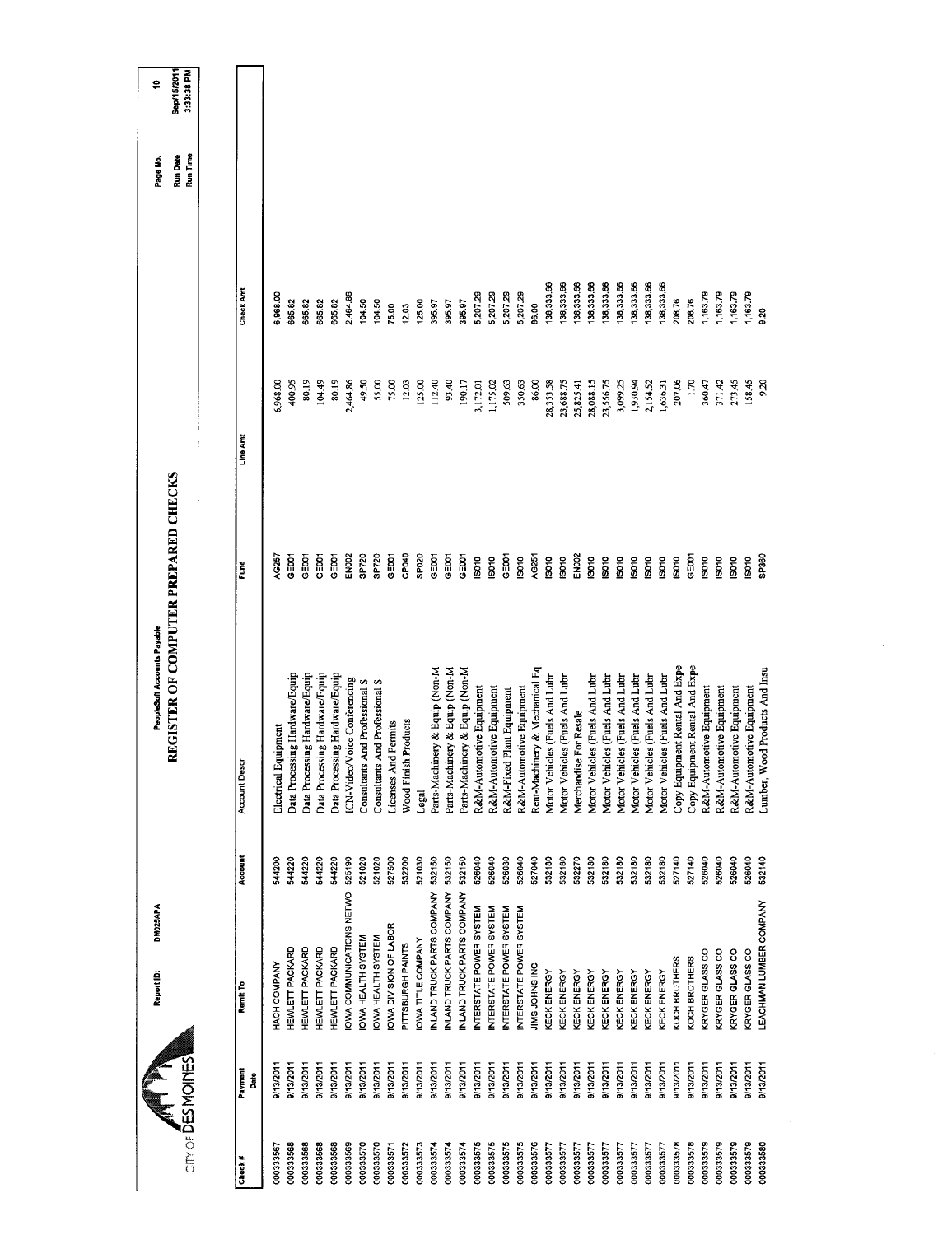CITY OF DES MOINES

Report ID: DM025APA

PeopleSoft Accounts Payable

# REGISTER OF COMPUTER PREPARED CHECKS

Page No. 10
Run Date Sep/15/2011
Run Time 3:33:38 PM

| Check # | Payment Date | Remit To | Account | Account Descr | Fund | Line Amt | Check Amt |
|---|---|---|---|---|---|---|---|
| 000333567 | 9/13/2011 | HACH COMPANY | 544200 | Electrical Equipment | AG257 | 6,968.00 | 6,968.00 |
| 000333568 | 9/13/2011 | HEWLETT PACKARD | 544220 | Data Processing Hardware/Equip | GE001 | 400.95 | 665.82 |
| 000333568 | 9/13/2011 | HEWLETT PACKARD | 544220 | Data Processing Hardware/Equip | GE001 | 80.19 | 665.82 |
| 000333568 | 9/13/2011 | HEWLETT PACKARD | 544220 | Data Processing Hardware/Equip | GE001 | 104.49 | 665.82 |
| 000333568 | 9/13/2011 | HEWLETT PACKARD | 544220 | Data Processing Hardware/Equip | GE001 | 80.19 | 665.82 |
| 000333569 | 9/13/2011 | IOWA COMMUNICATIONS NETWO | 525190 | ICN-Video/Voice Conferencing | EN002 | 2,464.86 | 2,464.86 |
| 000333570 | 9/13/2011 | IOWA HEALTH SYSTEM | 521020 | Consultants And Professional S | SP720 | 49.50 | 104.50 |
| 000333570 | 9/13/2011 | IOWA HEALTH SYSTEM | 521020 | Consultants And Professional S | SP720 | 55.00 | 104.50 |
| 000333571 | 9/13/2011 | IOWA DIVISION OF LABOR | 527500 | Licenses And Permits | GE001 | 75.00 | 75.00 |
| 000333572 | 9/13/2011 | PITTSBURGH PAINTS | 532200 | Wood Finish Products | CP040 | 12.03 | 12.03 |
| 000333573 | 9/13/2011 | IOWA TITLE COMPANY | 521030 | Legal | SP020 | 125.00 | 125.00 |
| 000333574 | 9/13/2011 | INLAND TRUCK PARTS COMPANY | 532150 | Parts-Machinery & Equip (Non-M | GE001 | 112.40 | 395.97 |
| 000333574 | 9/13/2011 | INLAND TRUCK PARTS COMPANY | 532150 | Parts-Machinery & Equip (Non-M | GE001 | 93.40 | 395.97 |
| 000333574 | 9/13/2011 | INLAND TRUCK PARTS COMPANY | 532150 | Parts-Machinery & Equip (Non-M | GE001 | 190.17 | 395.97 |
| 000333575 | 9/13/2011 | INTERSTATE POWER SYSTEM | 526040 | R&M-Automotive Equipment | IS010 | 3,172.01 | 5,207.29 |
| 000333575 | 9/13/2011 | INTERSTATE POWER SYSTEM | 526040 | R&M-Automotive Equipment | IS010 | 1,175.02 | 5,207.29 |
| 000333575 | 9/13/2011 | INTERSTATE POWER SYSTEM | 526030 | R&M-Fixed Plant Equipment | GE001 | 509.63 | 5,207.29 |
| 000333575 | 9/13/2011 | INTERSTATE POWER SYSTEM | 526040 | R&M-Automotive Equipment | IS010 | 350.63 | 5,207.29 |
| 000333576 | 9/13/2011 | JIMS JOHNS INC | 527040 | Rent-Machinery & Mechanical Eq | AG251 | 86.00 | 86.00 |
| 000333577 | 9/13/2011 | KECK ENERGY | 532180 | Motor Vehicles (Fuels And Lubr | IS010 | 28,353.58 | 138,333.66 |
| 000333577 | 9/13/2011 | KECK ENERGY | 532180 | Motor Vehicles (Fuels And Lubr | IS010 | 23,688.75 | 138,333.66 |
| 000333577 | 9/13/2011 | KECK ENERGY | 532270 | Merchandise For Resale | EN002 | 25,825.41 | 138,333.66 |
| 000333577 | 9/13/2011 | KECK ENERGY | 532180 | Motor Vehicles (Fuels And Lubr | IS010 | 28,088.15 | 138,333.66 |
| 000333577 | 9/13/2011 | KECK ENERGY | 532180 | Motor Vehicles (Fuels And Lubr | IS010 | 23,556.75 | 138,333.66 |
| 000333577 | 9/13/2011 | KECK ENERGY | 532180 | Motor Vehicles (Fuels And Lubr | IS010 | 3,099.25 | 138,333.66 |
| 000333577 | 9/13/2011 | KECK ENERGY | 532180 | Motor Vehicles (Fuels And Lubr | IS010 | 1,930.94 | 138,333.66 |
| 000333577 | 9/13/2011 | KECK ENERGY | 532180 | Motor Vehicles (Fuels And Lubr | IS010 | 2,154.52 | 138,333.66 |
| 000333577 | 9/13/2011 | KECK ENERGY | 532180 | Motor Vehicles (Fuels And Lubr | IS010 | 1,636.31 | 138,333.66 |
| 000333578 | 9/13/2011 | KOCH BROTHERS | 527140 | Copy Equipment Rental And Expe | IS010 | 207.06 | 208.76 |
| 000333578 | 9/13/2011 | KOCH BROTHERS | 527140 | Copy Equipment Rental And Expe | GE001 | 1.70 | 208.76 |
| 000333579 | 9/13/2011 | KRYGER GLASS CO | 526040 | R&M-Automotive Equipment | IS010 | 360.47 | 1,163.79 |
| 000333579 | 9/13/2011 | KRYGER GLASS CO | 526040 | R&M-Automotive Equipment | IS010 | 371.42 | 1,163.79 |
| 000333579 | 9/13/2011 | KRYGER GLASS CO | 526040 | R&M-Automotive Equipment | IS010 | 273.45 | 1,163.79 |
| 000333579 | 9/13/2011 | KRYGER GLASS CO | 526040 | R&M-Automotive Equipment | IS010 | 158.45 | 1,163.79 |
| 000333580 | 9/13/2011 | LEACHMAN LUMBER COMPANY | 532140 | Lumber, Wood Products And Insu | SP360 | 9.20 | 9.20 |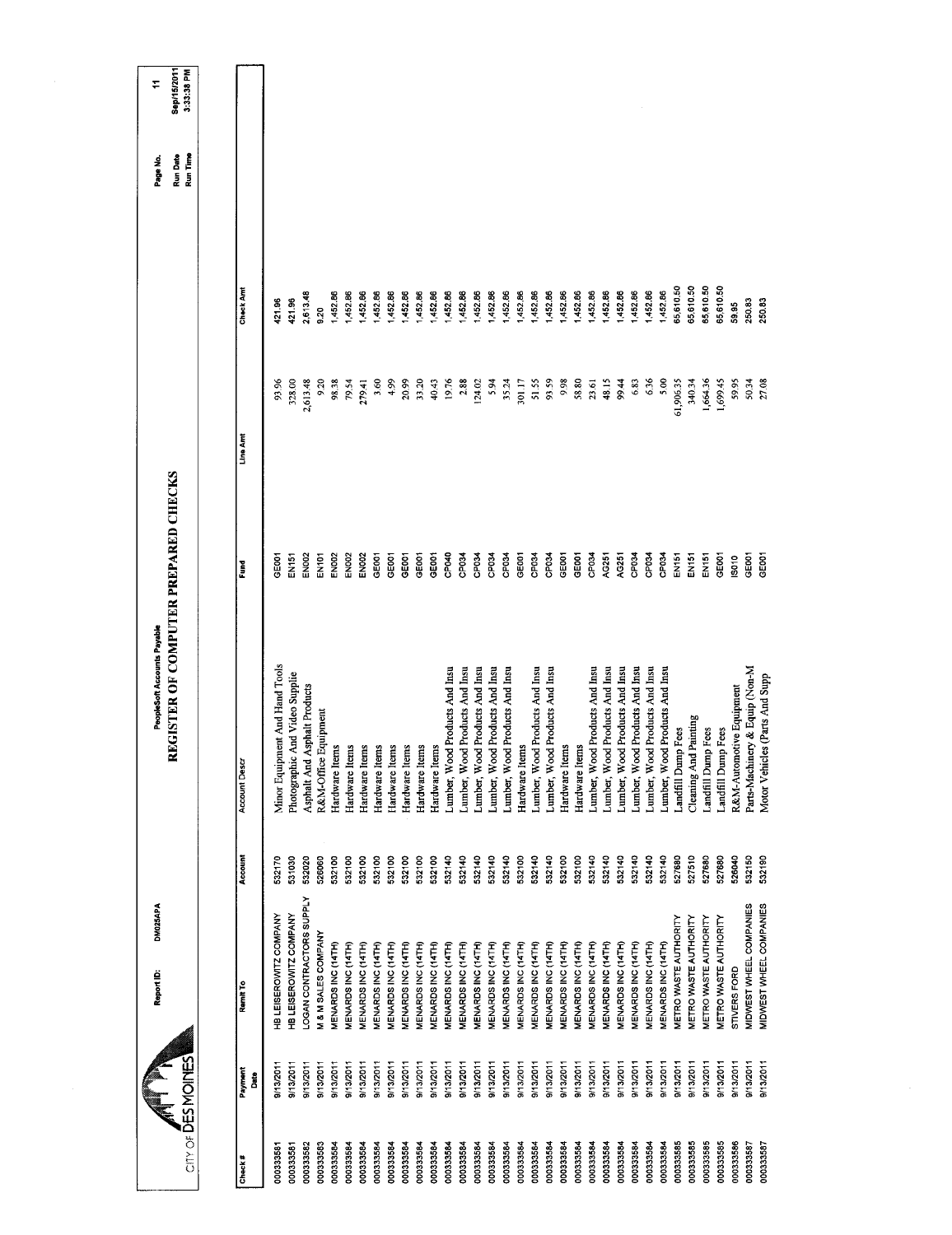Report ID: DM025APA

PeopleSoft Accounts Payable

# REGISTER OF COMPUTER PREPARED CHECKS

CITY OF DES MOINES

Run Date Sep/15/2011
Run Time 3:33:38 PM

| Check # | Payment Date | Remit To | Account | Account Descr | Fund | Line Amt | Check Amt |
|---|---|---|---|---|---|---|---|
| 000333581 | 9/13/2011 | HB LEISEROWITZ COMPANY | 532170 | Minor Equipment And Hand Tools | GE001 | 93.96 | 421.96 |
| 000333581 | 9/13/2011 | HB LEISEROWITZ COMPANY | 531030 | Photographic And Video Supplie | EN151 | 328.00 | 421.96 |
| 000333582 | 9/13/2011 | LOGAN CONTRACTORS SUPPLY | 532020 | Asphalt And Asphalt Products | EN002 | 2,613.48 | 2,613.48 |
| 000333583 | 9/13/2011 | M & M SALES COMPANY | 526060 | R&M-Office Equipment | EN101 | 9.20 | 9.20 |
| 000333584 | 9/13/2011 | MENARDS INC (14TH) | 532100 | Hardware Items | EN002 | 98.38 | 1,452.86 |
| 000333584 | 9/13/2011 | MENARDS INC (14TH) | 532100 | Hardware Items | EN002 | 79.54 | 1,452.86 |
| 000333584 | 9/13/2011 | MENARDS INC (14TH) | 532100 | Hardware Items | EN002 | 279.41 | 1,452.86 |
| 000333584 | 9/13/2011 | MENARDS INC (14TH) | 532100 | Hardware Items | GE001 | 3.60 | 1,452.86 |
| 000333584 | 9/13/2011 | MENARDS INC (14TH) | 532100 | Hardware Items | GE001 | 4.99 | 1,452.86 |
| 000333584 | 9/13/2011 | MENARDS INC (14TH) | 532100 | Hardware Items | GE001 | 20.99 | 1,452.86 |
| 000333584 | 9/13/2011 | MENARDS INC (14TH) | 532100 | Hardware Items | GE001 | 33.20 | 1,452.86 |
| 000333584 | 9/13/2011 | MENARDS INC (14TH) | 532100 | Hardware Items | GE001 | 40.43 | 1,452.86 |
| 000333584 | 9/13/2011 | MENARDS INC (14TH) | 532140 | Lumber, Wood Products And Insu | CP040 | 19.76 | 1,452.86 |
| 000333584 | 9/13/2011 | MENARDS INC (14TH) | 532140 | Lumber, Wood Products And Insu | CP034 | 2.88 | 1,452.86 |
| 000333584 | 9/13/2011 | MENARDS INC (14TH) | 532140 | Lumber, Wood Products And Insu | CP034 | 124.02 | 1,452.86 |
| 000333584 | 9/13/2011 | MENARDS INC (14TH) | 532140 | Lumber, Wood Products And Insu | CP034 | 5.94 | 1,452.86 |
| 000333584 | 9/13/2011 | MENARDS INC (14TH) | 532140 | Lumber, Wood Products And Insu | CP034 | 35.24 | 1,452.86 |
| 000333584 | 9/13/2011 | MENARDS INC (14TH) | 532100 | Hardware Items | GE001 | 301.17 | 1,452.86 |
| 000333584 | 9/13/2011 | MENARDS INC (14TH) | 532140 | Lumber, Wood Products And Insu | CP034 | 51.55 | 1,452.86 |
| 000333584 | 9/13/2011 | MENARDS INC (14TH) | 532140 | Lumber, Wood Products And Insu | CP034 | 93.59 | 1,452.86 |
| 000333584 | 9/13/2011 | MENARDS INC (14TH) | 532100 | Hardware Items | GE001 | 9.98 | 1,452.86 |
| 000333584 | 9/13/2011 | MENARDS INC (14TH) | 532100 | Hardware Items | GE001 | 58.80 | 1,452.86 |
| 000333584 | 9/13/2011 | MENARDS INC (14TH) | 532140 | Lumber, Wood Products And Insu | CP034 | 23.61 | 1,452.86 |
| 000333584 | 9/13/2011 | MENARDS INC (14TH) | 532140 | Lumber, Wood Products And Insu | AG251 | 48.15 | 1,452.86 |
| 000333584 | 9/13/2011 | MENARDS INC (14TH) | 532140 | Lumber, Wood Products And Insu | AG251 | 99.44 | 1,452.86 |
| 000333584 | 9/13/2011 | MENARDS INC (14TH) | 532140 | Lumber, Wood Products And Insu | CP034 | 6.83 | 1,452.86 |
| 000333584 | 9/13/2011 | MENARDS INC (14TH) | 532140 | Lumber, Wood Products And Insu | CP034 | 6.36 | 1,452.86 |
| 000333584 | 9/13/2011 | MENARDS INC (14TH) | 532140 | Lumber, Wood Products And Insu | CP034 | 5.00 | 1,452.86 |
| 000333585 | 9/13/2011 | METRO WASTE AUTHORITY | 527680 | Landfill Dump Fees | EN151 | 61,906.35 | 65,610.50 |
| 000333585 | 9/13/2011 | METRO WASTE AUTHORITY | 527510 | Cleaning And Painting | EN151 | 340.34 | 65,610.50 |
| 000333585 | 9/13/2011 | METRO WASTE AUTHORITY | 527680 | Landfill Dump Fees | EN151 | 1,664.36 | 65,610.50 |
| 000333585 | 9/13/2011 | METRO WASTE AUTHORITY | 527680 | Landfill Dump Fees | GE001 | 1,699.45 | 65,610.50 |
| 000333586 | 9/13/2011 | STIVERS FORD | 526040 | R&M-Automotive Equipment | IS010 | 59.95 | 59.95 |
| 000333587 | 9/13/2011 | MIDWEST WHEEL COMPANIES | 532150 | Parts-Machinery & Equip (Non-M | GE001 | 50.34 | 250.83 |
| 000333587 | 9/13/2011 | MIDWEST WHEEL COMPANIES | 532190 | Motor Vehicles (Parts And Supp | GE001 | 27.08 | 250.83 |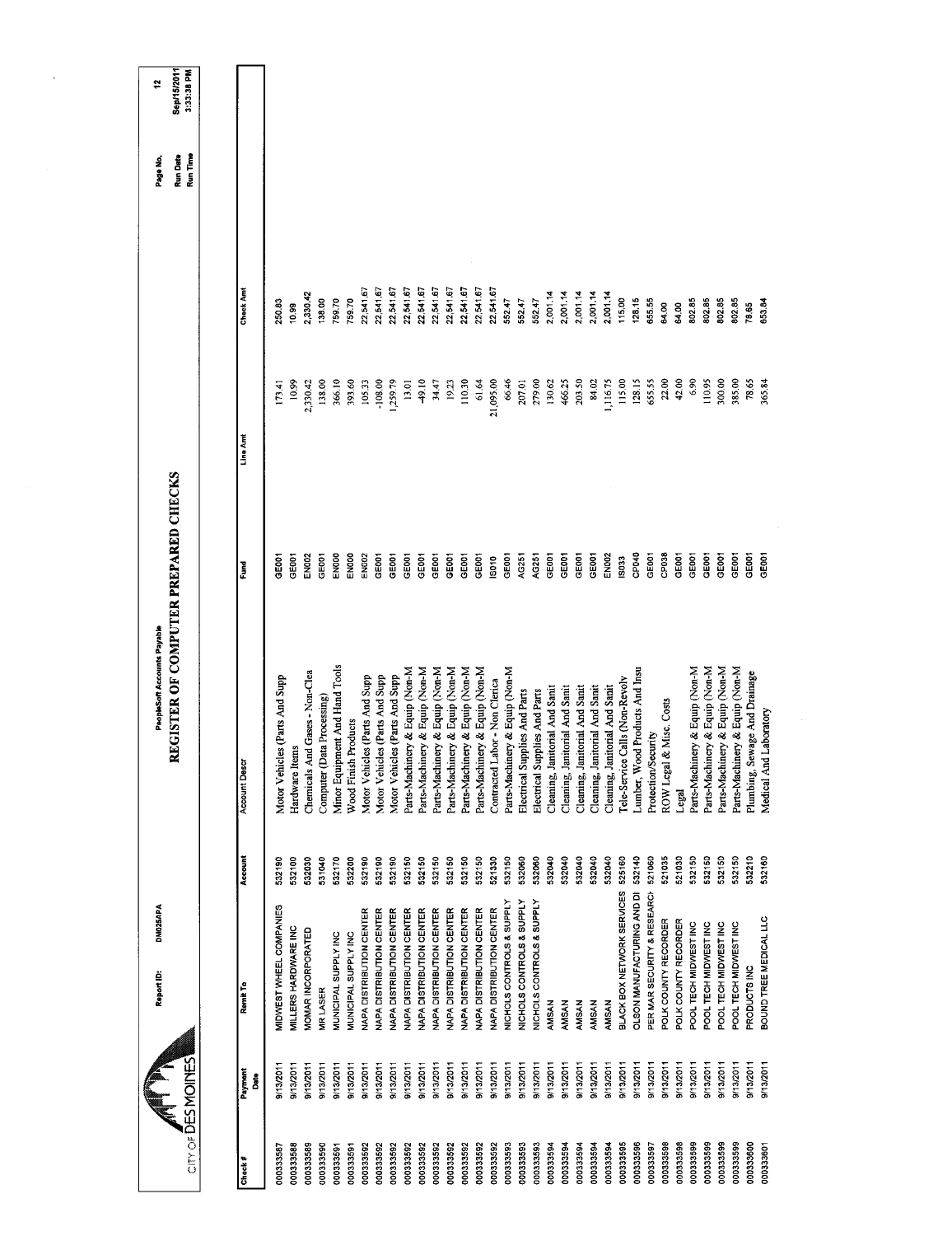CITY OF DES MOINES

Report ID: DM025APA

PeopleSoft Accounts Payable

# REGISTER OF COMPUTER PREPARED CHECKS

Page No. 12
Run Date Sep/15/2011
Run Time 3:33:38 PM

| Check # | Payment Date | Remit To | Account | Account Descr | Fund | Line Amt | Check Amt |
|---|---|---|---|---|---|---|---|
| 000333587 | 9/13/2011 | MIDWEST WHEEL COMPANIES | 532190 | Motor Vehicles (Parts And Supp | GE001 | 173.41 | 250.83 |
| 000333588 | 9/13/2011 | MILLERS HARDWARE INC | 532100 | Hardware Items | GE001 | 10.99 | 10.99 |
| 000333589 | 9/13/2011 | MOMAR INCORPORATED | 532030 | Chemicals And Gases - Non-Clea | EN002 | 2,330.42 | 2,330.42 |
| 000333590 | 9/13/2011 | MR LASER | 531040 | Computer (Data Processing) | GE001 | 138.00 | 138.00 |
| 000333591 | 9/13/2011 | MUNICIPAL SUPPLY INC | 532170 | Minor Equipment And Hand Tools | EN000 | 366.10 | 759.70 |
| 000333591 | 9/13/2011 | MUNICIPAL SUPPLY INC | 532200 | Wood Finish Products | EN000 | 393.60 | 759.70 |
| 000333592 | 9/13/2011 | NAPA DISTRIBUTION CENTER | 532190 | Motor Vehicles (Parts And Supp | EN002 | 105.33 | 22,541.67 |
| 000333592 | 9/13/2011 | NAPA DISTRIBUTION CENTER | 532190 | Motor Vehicles (Parts And Supp | GE001 | -108.00 | 22,541.67 |
| 000333592 | 9/13/2011 | NAPA DISTRIBUTION CENTER | 532190 | Motor Vehicles (Parts And Supp | GE001 | 1,259.79 | 22,541.67 |
| 000333592 | 9/13/2011 | NAPA DISTRIBUTION CENTER | 532150 | Parts-Machinery & Equip (Non-M | GE001 | 13.01 | 22,541.67 |
| 000333592 | 9/13/2011 | NAPA DISTRIBUTION CENTER | 532150 | Parts-Machinery & Equip (Non-M | GE001 | 49.10 | 22,541.67 |
| 000333592 | 9/13/2011 | NAPA DISTRIBUTION CENTER | 532150 | Parts-Machinery & Equip (Non-M | GE001 | 34.47 | 22,541.67 |
| 000333592 | 9/13/2011 | NAPA DISTRIBUTION CENTER | 532150 | Parts-Machinery & Equip (Non-M | GE001 | 19.23 | 22,541.67 |
| 000333592 | 9/13/2011 | NAPA DISTRIBUTION CENTER | 532150 | Parts-Machinery & Equip (Non-M | GE001 | 110.30 | 22,541.67 |
| 000333592 | 9/13/2011 | NAPA DISTRIBUTION CENTER | 532150 | Parts-Machinery & Equip (Non-M | GE001 | 61.64 | 22,541.67 |
| 000333592 | 9/13/2011 | NAPA DISTRIBUTION CENTER | 521330 | Contracted Labor - Non Clerica | IS010 | 21,095.00 | 22,541.67 |
| 000333593 | 9/13/2011 | NICHOLS CONTROLS & SUPPLY | 532150 | Parts-Machinery & Equip (Non-M | GE001 | 66.46 | 552.47 |
| 000333593 | 9/13/2011 | NICHOLS CONTROLS & SUPPLY | 532060 | Electrical Supplies And Parts | AG251 | 207.01 | 552.47 |
| 000333593 | 9/13/2011 | NICHOLS CONTROLS & SUPPLY | 532060 | Electrical Supplies And Parts | AG251 | 279.00 | 552.47 |
| 000333594 | 9/13/2011 | AMSAN | 532040 | Cleaning, Janitorial And Sanit | GE001 | 130.62 | 2,001.14 |
| 000333594 | 9/13/2011 | AMSAN | 532040 | Cleaning, Janitorial And Sanit | GE001 | 466.25 | 2,001.14 |
| 000333594 | 9/13/2011 | AMSAN | 532040 | Cleaning, Janitorial And Sanit | GE001 | 203.50 | 2,001.14 |
| 000333594 | 9/13/2011 | AMSAN | 532040 | Cleaning, Janitorial And Sanit | GE001 | 84.02 | 2,001.14 |
| 000333594 | 9/13/2011 | AMSAN | 532040 | Cleaning, Janitorial And Sanit | EN002 | 1,116.75 | 2,001.14 |
| 000333595 | 9/13/2011 | BLACK BOX NETWORK SERVICES | 525160 | Tele-Service Calls (Non-Revolv | IS033 | 115.00 | 115.00 |
| 000333596 | 9/13/2011 | OLSON MANUFACTURING AND DI | 532140 | Lumber, Wood Products And Insu | CP040 | 128.15 | 128.15 |
| 000333597 | 9/13/2011 | PER MAR SECURITY & RESEARCH | 521060 | Protection/Security | GE001 | 655.55 | 655.55 |
| 000333598 | 9/13/2011 | POLK COUNTY RECORDER | 521035 | ROW Legal & Misc. Costs | CP038 | 22.00 | 64.00 |
| 000333598 | 9/13/2011 | POLK COUNTY RECORDER | 521030 | Legal | GE001 | 42.00 | 64.00 |
| 000333599 | 9/13/2011 | POOL TECH MIDWEST INC | 532150 | Parts-Machinery & Equip (Non-M | GE001 | 6.90 | 802.85 |
| 000333599 | 9/13/2011 | POOL TECH MIDWEST INC | 532150 | Parts-Machinery & Equip (Non-M | GE001 | 110.95 | 802.85 |
| 000333599 | 9/13/2011 | POOL TECH MIDWEST INC | 532150 | Parts-Machinery & Equip (Non-M | GE001 | 300.00 | 802.85 |
| 000333599 | 9/13/2011 | POOL TECH MIDWEST INC | 532150 | Parts-Machinery & Equip (Non-M | GE001 | 385.00 | 802.85 |
| 000333600 | 9/13/2011 | PRODUCTS INC | 532210 | Plumbing, Sewage And Drainage | GE001 | 78.65 | 78.65 |
| 000333601 | 9/13/2011 | BOUND TREE MEDICAL LLC | 532160 | Medical And Laboratory | GE001 | 365.84 | 653.84 |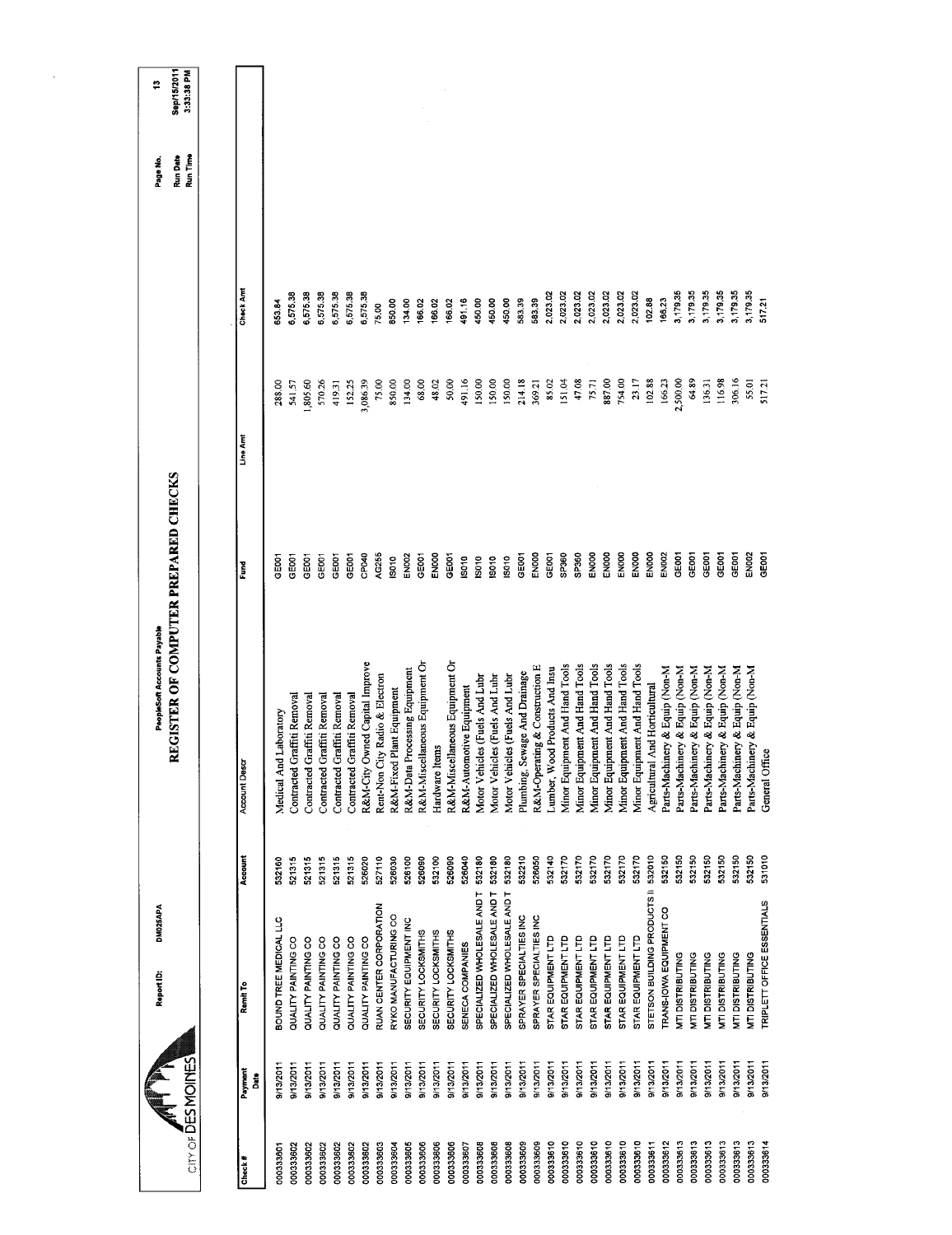CITY OF DES MOINES

Report ID: DM025APA

PeopleSoft Accounts Payable

# REGISTER OF COMPUTER PREPARED CHECKS

Page No. 13
Run Date Sep/15/2011
Run Time 3:33:38 PM

| Check # | Payment Date | Remit To | Account | Account Descr | Fund | Line Amt | Check Amt |
|---|---|---|---|---|---|---|---|
| 000333601 | 9/13/2011 | BOUND TREE MEDICAL LLC | 532160 | Medical And Laboratory | GE001 | 288.00 | 653.84 |
| 000333602 | 9/13/2011 | QUALITY PAINTING CO | 521315 | Contracted Graffiti Removal | GE001 | 541.57 | 6,575.38 |
| 000333602 | 9/13/2011 | QUALITY PAINTING CO | 521315 | Contracted Graffiti Removal | GE001 | 1,805.60 | 6,575.38 |
| 000333602 | 9/13/2011 | QUALITY PAINTING CO | 521315 | Contracted Graffiti Removal | GE001 | 570.26 | 6,575.38 |
| 000333602 | 9/13/2011 | QUALITY PAINTING CO | 521315 | Contracted Graffiti Removal | GE001 | 419.31 | 6,575.38 |
| 000333602 | 9/13/2011 | QUALITY PAINTING CO | 521315 | Contracted Graffiti Removal | GE001 | 152.25 | 6,575.38 |
| 000333602 | 9/13/2011 | QUALITY PAINTING CO | 526020 | R&M-City Owned Capital Improve | CP040 | 3,086.39 | 6,575.38 |
| 000333603 | 9/13/2011 | RUAN CENTER CORPORATION | 527110 | Rent-Non City Radio & Electron | AG255 | 75.00 | 75.00 |
| 000333604 | 9/13/2011 | RYKO MANUFACTURING CO | 526030 | R&M-Fixed Plant Equipment | IS010 | 850.00 | 850.00 |
| 000333605 | 9/13/2011 | SECURITY EQUIPMENT INC | 526100 | R&M-Data Processing Equipment | EN002 | 134.00 | 134.00 |
| 000333606 | 9/13/2011 | SECURITY LOCKSMITHS | 526090 | R&M-Miscellaneous Equipment Or | GE001 | 68.00 | 166.02 |
| 000333606 | 9/13/2011 | SECURITY LOCKSMITHS | 532100 | Hardware Items | EN000 | 48.02 | 166.02 |
| 000333606 | 9/13/2011 | SECURITY LOCKSMITHS | 526090 | R&M-Miscellaneous Equipment Or | GE001 | 50.00 | 166.02 |
| 000333607 | 9/13/2011 | SENECA COMPANIES | 526040 | R&M-Automotive Equipment | IS010 | 491.16 | 491.16 |
| 000333608 | 9/13/2011 | SPECIALIZED WHOLESALE AND T | 532180 | Motor Vehicles (Fuels And Lubr | IS010 | 150.00 | 450.00 |
| 000333608 | 9/13/2011 | SPECIALIZED WHOLESALE AND T | 532180 | Motor Vehicles (Fuels And Lubr | IS010 | 150.00 | 450.00 |
| 000333608 | 9/13/2011 | SPECIALIZED WHOLESALE AND T | 532180 | Motor Vehicles (Fuels And Lubr | IS010 | 150.00 | 450.00 |
| 000333609 | 9/13/2011 | SPRAYER SPECIALTIES INC | 532210 | Plumbing, Sewage And Drainage | GE001 | 214.18 | 583.39 |
| 000333609 | 9/13/2011 | SPRAYER SPECIALTIES INC | 526050 | R&M-Operating & Construction E | EN000 | 369.21 | 583.39 |
| 000333610 | 9/13/2011 | STAR EQUIPMENT LTD | 532140 | Lumber, Wood Products And Insu | GE001 | 85.02 | 2,023.02 |
| 000333610 | 9/13/2011 | STAR EQUIPMENT LTD | 532170 | Minor Equipment And Hand Tools | SP360 | 151.04 | 2,023.02 |
| 000333610 | 9/13/2011 | STAR EQUIPMENT LTD | 532170 | Minor Equipment And Hand Tools | SP360 | 47.08 | 2,023.02 |
| 000333610 | 9/13/2011 | STAR EQUIPMENT LTD | 532170 | Minor Equipment And Hand Tools | EN000 | 75.71 | 2,023.02 |
| 000333610 | 9/13/2011 | STAR EQUIPMENT LTD | 532170 | Minor Equipment And Hand Tools | EN000 | 887.00 | 2,023.02 |
| 000333610 | 9/13/2011 | STAR EQUIPMENT LTD | 532170 | Minor Equipment And Hand Tools | EN000 | 754.00 | 2,023.02 |
| 000333610 | 9/13/2011 | STAR EQUIPMENT LTD | 532170 | Minor Equipment And Hand Tools | EN000 | 23.17 | 2,023.02 |
| 000333611 | 9/13/2011 | STETSON BUILDING PRODUCTS II | 532010 | Agricultural And Horticultural | EN000 | 102.88 | 102.88 |
| 000333612 | 9/13/2011 | TRANS-IOWA EQUIPMENT CO | 532150 | Parts-Machinery & Equip (Non-M | EN002 | 166.23 | 166.23 |
| 000333613 | 9/13/2011 | MTI DISTRIBUTING | 532150 | Parts-Machinery & Equip (Non-M | GE001 | 2,500.00 | 3,179.35 |
| 000333613 | 9/13/2011 | MTI DISTRIBUTING | 532150 | Parts-Machinery & Equip (Non-M | GE001 | 64.89 | 3,179.35 |
| 000333613 | 9/13/2011 | MTI DISTRIBUTING | 532150 | Parts-Machinery & Equip (Non-M | GE001 | 136.31 | 3,179.35 |
| 000333613 | 9/13/2011 | MTI DISTRIBUTING | 532150 | Parts-Machinery & Equip (Non-M | GE001 | 116.98 | 3,179.35 |
| 000333613 | 9/13/2011 | MTI DISTRIBUTING | 532150 | Parts-Machinery & Equip (Non-M | GE001 | 306.16 | 3,179.35 |
| 000333613 | 9/13/2011 | MTI DISTRIBUTING | 532150 | Parts-Machinery & Equip (Non-M | EN002 | 55.01 | 3,179.35 |
| 000333614 | 9/13/2011 | TRIPLETT OFFICE ESSENTIALS | 531010 | General Office | GE001 | 517.21 | 517.21 |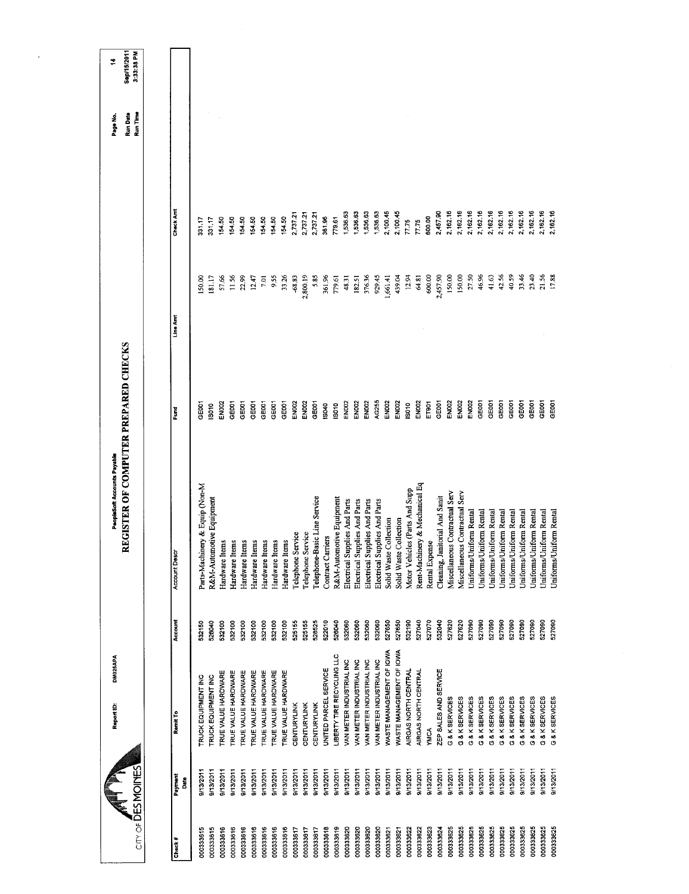CITY OF DES MOINES

Report ID: DM025APA

PeopleSoft Accounts Payable

# REGISTER OF COMPUTER PREPARED CHECKS

Page No. 14
Run Date Sep/15/2011
Run Time 3:33:38 PM

| Check # | Payment Date | Remit To | Account | Account Descr | Fund | Line Amt | Check Amt |
|---|---|---|---|---|---|---|---|
| 000333615 | 9/13/2011 | TRUCK EQUIPMENT INC | 532150 | Parts-Machinery & Equip (Non-M | GE001 | 150.00 | 331.17 |
| 000333615 | 9/13/2011 | TRUCK EQUIPMENT INC | 526040 | R&M-Automotive Equipment | IS010 | 181.17 | 331.17 |
| 000333616 | 9/13/2011 | TRUE VALUE HARDWARE | 532100 | Hardware Items | EN002 | 57.66 | 154.50 |
| 000333616 | 9/13/2011 | TRUE VALUE HARDWARE | 532100 | Hardware Items | GE001 | 11.56 | 154.50 |
| 000333616 | 9/13/2011 | TRUE VALUE HARDWARE | 532100 | Hardware Items | GE001 | 22.99 | 154.50 |
| 000333616 | 9/13/2011 | TRUE VALUE HARDWARE | 532100 | Hardware Items | GE001 | 12.47 | 154.50 |
| 000333616 | 9/13/2011 | TRUE VALUE HARDWARE | 532100 | Hardware Items | GE001 | 7.01 | 154.50 |
| 000333616 | 9/13/2011 | TRUE VALUE HARDWARE | 532100 | Hardware Items | GE001 | 9.55 | 154.50 |
| 000333616 | 9/13/2011 | TRUE VALUE HARDWARE | 532100 | Hardware Items | GE001 | 33.26 | 154.50 |
| 000333617 | 9/13/2011 | CENTURYLINK | 525155 | Telephone Service | EN002 | -68.83 | 2,737.21 |
| 000333617 | 9/13/2011 | CENTURYLINK | 525155 | Telephone Service | EN002 | 2,800.19 | 2,737.21 |
| 000333617 | 9/13/2011 | CENTURYLINK | 528525 | Telephone-Basic Line Service | GE001 | 5.85 | 2,737.21 |
| 000333618 | 9/13/2011 | UNITED PARCEL SERVICE | 522010 | Contract Carriers | IS040 | 361.96 | 361.96 |
| 000333619 | 9/13/2011 | LIBERTY TIRE RECYCLING LLC | 526040 | R&M-Automotive Equipment | IS010 | 779.61 | 779.61 |
| 000333620 | 9/13/2011 | VAN METER INDUSTRIAL INC | 532060 | Electrical Supplies And Parts | EN002 | 48.31 | 1,536.63 |
| 000333620 | 9/13/2011 | VAN METER INDUSTRIAL INC | 532060 | Electrical Supplies And Parts | EN002 | 182.51 | 1,536.63 |
| 000333620 | 9/13/2011 | VAN METER INDUSTRIAL INC | 532060 | Electrical Supplies And Parts | EN002 | 376.36 | 1,536.63 |
| 000333620 | 9/13/2011 | VAN METER INDUSTRIAL INC | 532060 | Electrical Supplies And Parts | AG255 | 929.45 | 1,536.63 |
| 000333621 | 9/13/2011 | WASTE MANAGEMENT OF IOWA | 527650 | Solid Waste Collection | EN002 | 1,661.41 | 2,100.45 |
| 000333621 | 9/13/2011 | WASTE MANAGEMENT OF IOWA | 527650 | Solid Waste Collection | EN002 | 439.04 | 2,100.45 |
| 000333622 | 9/13/2011 | AIRGAS NORTH CENTRAL | 532190 | Motor Vehicles (Parts And Supp | IS010 | 12.94 | 77.75 |
| 000333622 | 9/13/2011 | AIRGAS NORTH CENTRAL | 527040 | Rent-Machinery & Mechanical Eq | EN002 | 64.81 | 77.75 |
| 000333623 | 9/13/2011 | YMCA | 527070 | Rental Expense | ET901 | 600.00 | 600.00 |
| 000333624 | 9/13/2011 | ZEP SALES AND SERVICE | 532040 | Cleaning, Janitorial And Sanit | GE001 | 2,457.90 | 2,457.90 |
| 000333625 | 9/13/2011 | G & K SERVICES | 527620 | Miscellaneous Contractual Serv | EN002 | 150.00 | 2,162.16 |
| 000333625 | 9/13/2011 | G & K SERVICES | 527620 | Miscellaneous Contractual Serv | EN002 | 150.00 | 2,162.16 |
| 000333625 | 9/13/2011 | G & K SERVICES | 527090 | Uniforms/Uniform Rental | EN002 | 27.50 | 2,162.16 |
| 000333625 | 9/13/2011 | G & K SERVICES | 527090 | Uniforms/Uniform Rental | GE001 | 46.96 | 2,162.16 |
| 000333625 | 9/13/2011 | G & K SERVICES | 527090 | Uniforms/Uniform Rental | GE001 | 41.63 | 2,162.16 |
| 000333625 | 9/13/2011 | G & K SERVICES | 527090 | Uniforms/Uniform Rental | GE001 | 42.56 | 2,162.16 |
| 000333625 | 9/13/2011 | G & K SERVICES | 527090 | Uniforms/Uniform Rental | GE001 | 40.59 | 2,162.16 |
| 000333625 | 9/13/2011 | G & K SERVICES | 527090 | Uniforms/Uniform Rental | GE001 | 33.46 | 2,162.16 |
| 000333625 | 9/13/2011 | G & K SERVICES | 527090 | Uniforms/Uniform Rental | GE001 | 23.40 | 2,162.16 |
| 000333625 | 9/13/2011 | G & K SERVICES | 527090 | Uniforms/Uniform Rental | GE001 | 21.56 | 2,162.16 |
| 000333625 | 9/13/2011 | G & K SERVICES | 527090 | Uniforms/Uniform Rental | GE001 | 17.88 | 2,162.16 |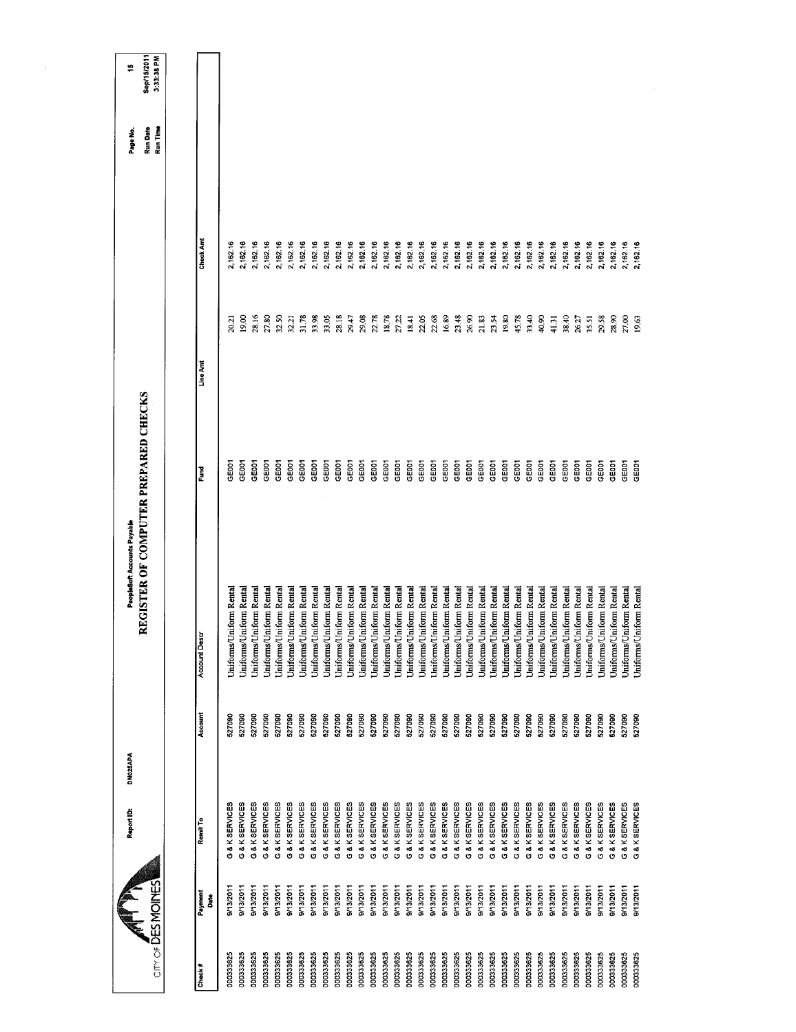CITY OF DES MOINES

Report ID: DM025APA

PeopleSoft Accounts Payable

# REGISTER OF COMPUTER PREPARED CHECKS

Run Date Sep/15/2011
Run Time 3:33:38 PM

| Check # | Payment Date | Remit To | Account | Account Descr | Fund | Line Amt | Check Amt |
|---|---|---|---|---|---|---|---|
| 000333625 | 9/13/2011 | G & K SERVICES | 527090 | Uniforms/Uniform Rental | GE001 | 20.21 | 2,162.16 |
| 000333625 | 9/13/2011 | G & K SERVICES | 527090 | Uniforms/Uniform Rental | GE001 | 19.00 | 2,162.16 |
| 000333625 | 9/13/2011 | G & K SERVICES | 527090 | Uniforms/Uniform Rental | GE001 | 28.16 | 2,162.16 |
| 000333625 | 9/13/2011 | G & K SERVICES | 527090 | Uniforms/Uniform Rental | GE001 | 27.80 | 2,162.16 |
| 000333625 | 9/13/2011 | G & K SERVICES | 527090 | Uniforms/Uniform Rental | GE001 | 32.50 | 2,162.16 |
| 000333625 | 9/13/2011 | G & K SERVICES | 527090 | Uniforms/Uniform Rental | GE001 | 32.21 | 2,162.16 |
| 000333625 | 9/13/2011 | G & K SERVICES | 527090 | Uniforms/Uniform Rental | GE001 | 31.78 | 2,162.16 |
| 000333625 | 9/13/2011 | G & K SERVICES | 527090 | Uniforms/Uniform Rental | GE001 | 33.98 | 2,162.16 |
| 000333625 | 9/13/2011 | G & K SERVICES | 527090 | Uniforms/Uniform Rental | GE001 | 33.05 | 2,162.16 |
| 000333625 | 9/13/2011 | G & K SERVICES | 527090 | Uniforms/Uniform Rental | GE001 | 28.18 | 2,162.16 |
| 000333625 | 9/13/2011 | G & K SERVICES | 527090 | Uniforms/Uniform Rental | GE001 | 29.47 | 2,162.16 |
| 000333625 | 9/13/2011 | G & K SERVICES | 527090 | Uniforms/Uniform Rental | GE001 | 29.08 | 2,162.16 |
| 000333625 | 9/13/2011 | G & K SERVICES | 527090 | Uniforms/Uniform Rental | GE001 | 22.78 | 2,162.16 |
| 000333625 | 9/13/2011 | G & K SERVICES | 527090 | Uniforms/Uniform Rental | GE001 | 18.78 | 2,162.16 |
| 000333625 | 9/13/2011 | G & K SERVICES | 527090 | Uniforms/Uniform Rental | GE001 | 27.22 | 2,162.16 |
| 000333625 | 9/13/2011 | G & K SERVICES | 527090 | Uniforms/Uniform Rental | GE001 | 18.41 | 2,162.16 |
| 000333625 | 9/13/2011 | G & K SERVICES | 527090 | Uniforms/Uniform Rental | GE001 | 22.05 | 2,162.16 |
| 000333625 | 9/13/2011 | G & K SERVICES | 527090 | Uniforms/Uniform Rental | GE001 | 22.68 | 2,162.16 |
| 000333625 | 9/13/2011 | G & K SERVICES | 527090 | Uniforms/Uniform Rental | GE001 | 16.89 | 2,162.16 |
| 000333625 | 9/13/2011 | G & K SERVICES | 527090 | Uniforms/Uniform Rental | GE001 | 23.48 | 2,162.16 |
| 000333625 | 9/13/2011 | G & K SERVICES | 527090 | Uniforms/Uniform Rental | GE001 | 26.90 | 2,162.16 |
| 000333625 | 9/13/2011 | G & K SERVICES | 527090 | Uniforms/Uniform Rental | GE001 | 21.83 | 2,162.16 |
| 000333625 | 9/13/2011 | G & K SERVICES | 527090 | Uniforms/Uniform Rental | GE001 | 23.54 | 2,162.16 |
| 000333625 | 9/13/2011 | G & K SERVICES | 527090 | Uniforms/Uniform Rental | GE001 | 19.80 | 2,162.16 |
| 000333625 | 9/13/2011 | G & K SERVICES | 527090 | Uniforms/Uniform Rental | GE001 | 45.78 | 2,162.16 |
| 000333625 | 9/13/2011 | G & K SERVICES | 527090 | Uniforms/Uniform Rental | GE001 | 33.40 | 2,162.16 |
| 000333625 | 9/13/2011 | G & K SERVICES | 527090 | Uniforms/Uniform Rental | GE001 | 40.90 | 2,162.16 |
| 000333625 | 9/13/2011 | G & K SERVICES | 527090 | Uniforms/Uniform Rental | GE001 | 41.31 | 2,162.16 |
| 000333625 | 9/13/2011 | G & K SERVICES | 527090 | Uniforms/Uniform Rental | GE001 | 38.40 | 2,162.16 |
| 000333625 | 9/13/2011 | G & K SERVICES | 527090 | Uniforms/Uniform Rental | GE001 | 26.27 | 2,162.16 |
| 000333625 | 9/13/2011 | G & K SERVICES | 527090 | Uniforms/Uniform Rental | GE001 | 35.51 | 2,162.16 |
| 000333625 | 9/13/2011 | G & K SERVICES | 527090 | Uniforms/Uniform Rental | GE001 | 29.58 | 2,162.16 |
| 000333625 | 9/13/2011 | G & K SERVICES | 527090 | Uniforms/Uniform Rental | GE001 | 28.90 | 2,162.16 |
| 000333625 | 9/13/2011 | G & K SERVICES | 527090 | Uniforms/Uniform Rental | GE001 | 27.00 | 2,162.16 |
| 000333625 | 9/13/2011 | G & K SERVICES | 527090 | Uniforms/Uniform Rental | GE001 | 19.63 | 2,162.16 |